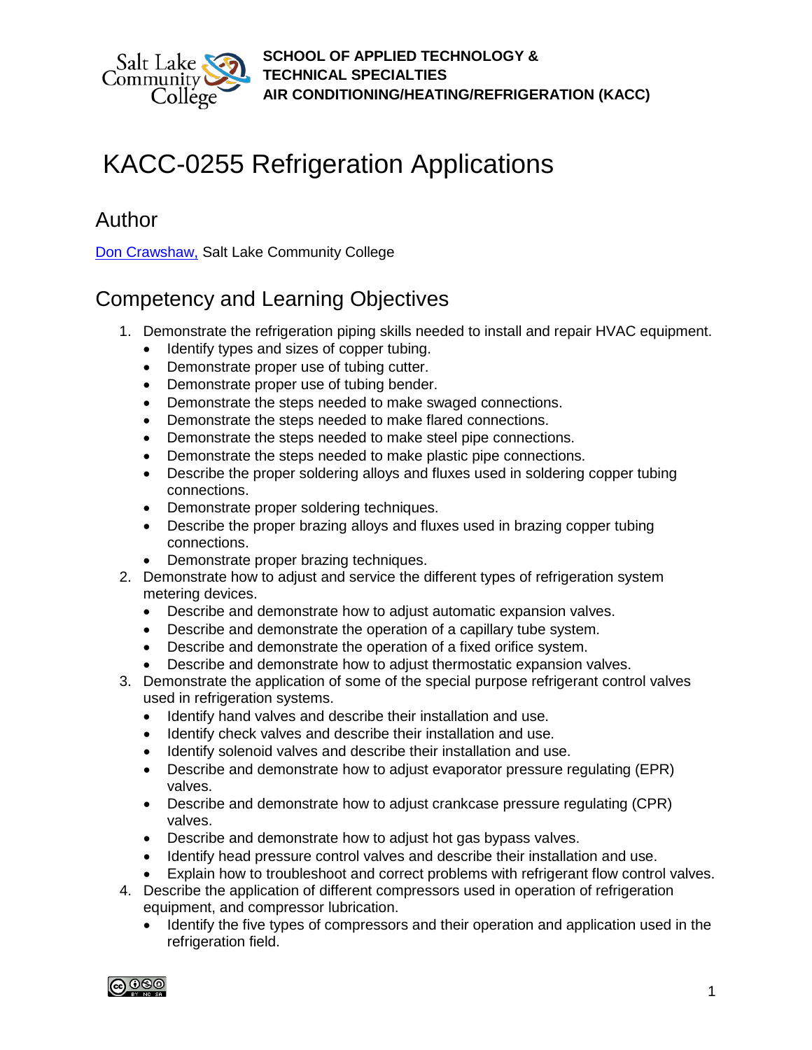**SCHOOL OF APPLIED TECHNOLOGY & TECHNICAL SPECIALTIES**
**AIR CONDITIONING/HEATING/REFRIGERATION (KACC)**

# KACC-0255 Refrigeration Applications

## Author

[Don Crawshaw,](#) Salt Lake Community College

## Competency and Learning Objectives

1. Demonstrate the refrigeration piping skills needed to install and repair HVAC equipment.
   - Identify types and sizes of copper tubing.
   - Demonstrate proper use of tubing cutter.
   - Demonstrate proper use of tubing bender.
   - Demonstrate the steps needed to make swaged connections.
   - Demonstrate the steps needed to make flared connections.
   - Demonstrate the steps needed to make steel pipe connections.
   - Demonstrate the steps needed to make plastic pipe connections.
   - Describe the proper soldering alloys and fluxes used in soldering copper tubing connections.
   - Demonstrate proper soldering techniques.
   - Describe the proper brazing alloys and fluxes used in brazing copper tubing connections.
   - Demonstrate proper brazing techniques.
2. Demonstrate how to adjust and service the different types of refrigeration system metering devices.
   - Describe and demonstrate how to adjust automatic expansion valves.
   - Describe and demonstrate the operation of a capillary tube system.
   - Describe and demonstrate the operation of a fixed orifice system.
   - Describe and demonstrate how to adjust thermostatic expansion valves.
3. Demonstrate the application of some of the special purpose refrigerant control valves used in refrigeration systems.
   - Identify hand valves and describe their installation and use.
   - Identify check valves and describe their installation and use.
   - Identify solenoid valves and describe their installation and use.
   - Describe and demonstrate how to adjust evaporator pressure regulating (EPR) valves.
   - Describe and demonstrate how to adjust crankcase pressure regulating (CPR) valves.
   - Describe and demonstrate how to adjust hot gas bypass valves.
   - Identify head pressure control valves and describe their installation and use.
   - Explain how to troubleshoot and correct problems with refrigerant flow control valves.
4. Describe the application of different compressors used in operation of refrigeration equipment, and compressor lubrication.
   - Identify the five types of compressors and their operation and application used in the refrigeration field.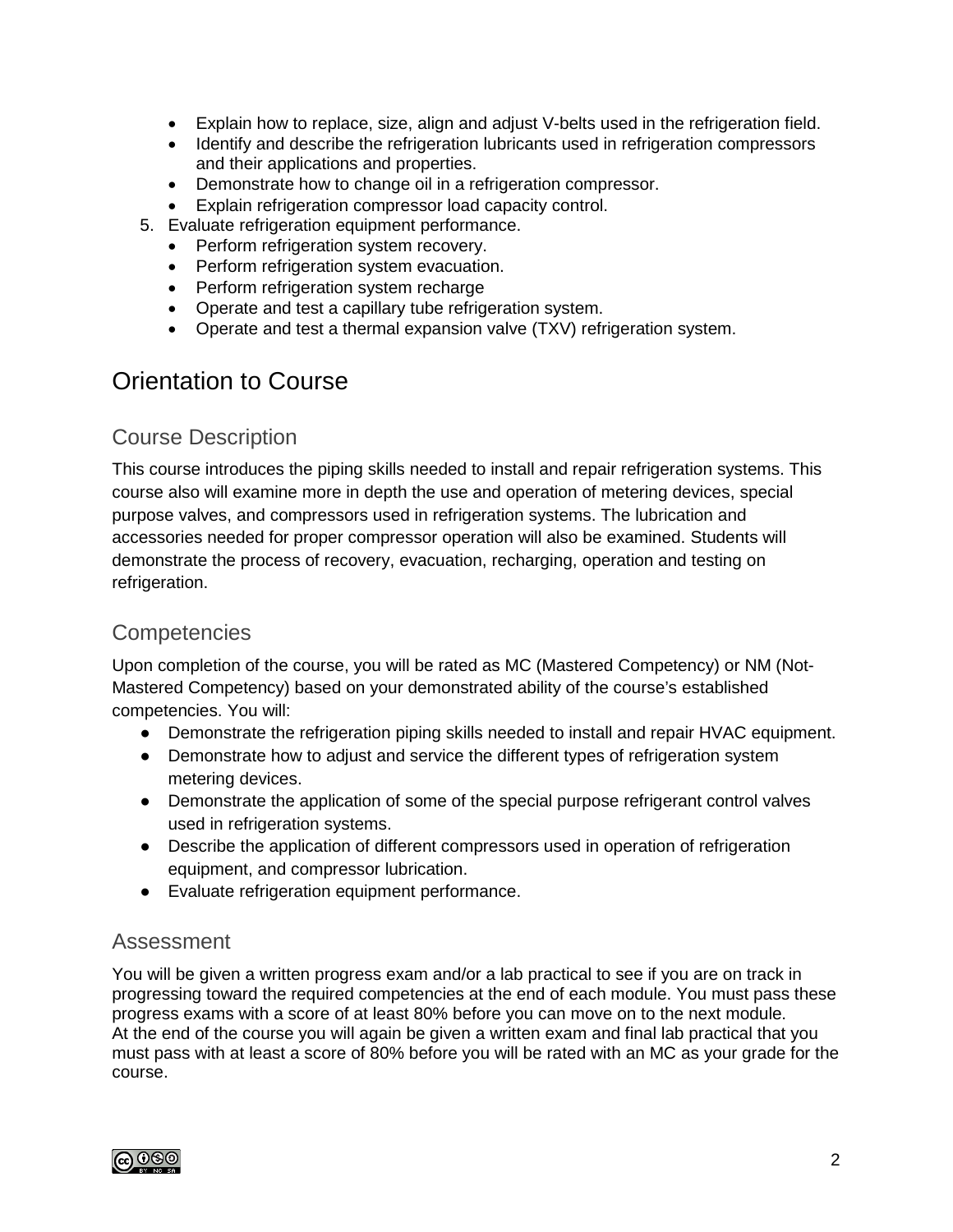- Explain how to replace, size, align and adjust V-belts used in the refrigeration field.
- Identify and describe the refrigeration lubricants used in refrigeration compressors and their applications and properties.
- Demonstrate how to change oil in a refrigeration compressor.
- Explain refrigeration compressor load capacity control.

5. Evaluate refrigeration equipment performance.
    - Perform refrigeration system recovery.
    - Perform refrigeration system evacuation.
    - Perform refrigeration system recharge
    - Operate and test a capillary tube refrigeration system.
    - Operate and test a thermal expansion valve (TXV) refrigeration system.

# Orientation to Course

## Course Description

This course introduces the piping skills needed to install and repair refrigeration systems. This course also will examine more in depth the use and operation of metering devices, special purpose valves, and compressors used in refrigeration systems. The lubrication and accessories needed for proper compressor operation will also be examined. Students will demonstrate the process of recovery, evacuation, recharging, operation and testing on refrigeration.

## Competencies

Upon completion of the course, you will be rated as MC (Mastered Competency) or NM (Not-Mastered Competency) based on your demonstrated ability of the course's established competencies. You will:

- Demonstrate the refrigeration piping skills needed to install and repair HVAC equipment.
- Demonstrate how to adjust and service the different types of refrigeration system metering devices.
- Demonstrate the application of some of the special purpose refrigerant control valves used in refrigeration systems.
- Describe the application of different compressors used in operation of refrigeration equipment, and compressor lubrication.
- Evaluate refrigeration equipment performance.

## Assessment

You will be given a written progress exam and/or a lab practical to see if you are on track in progressing toward the required competencies at the end of each module. You must pass these progress exams with a score of at least 80% before you can move on to the next module.
At the end of the course you will again be given a written exam and final lab practical that you must pass with at least a score of 80% before you will be rated with an MC as your grade for the course.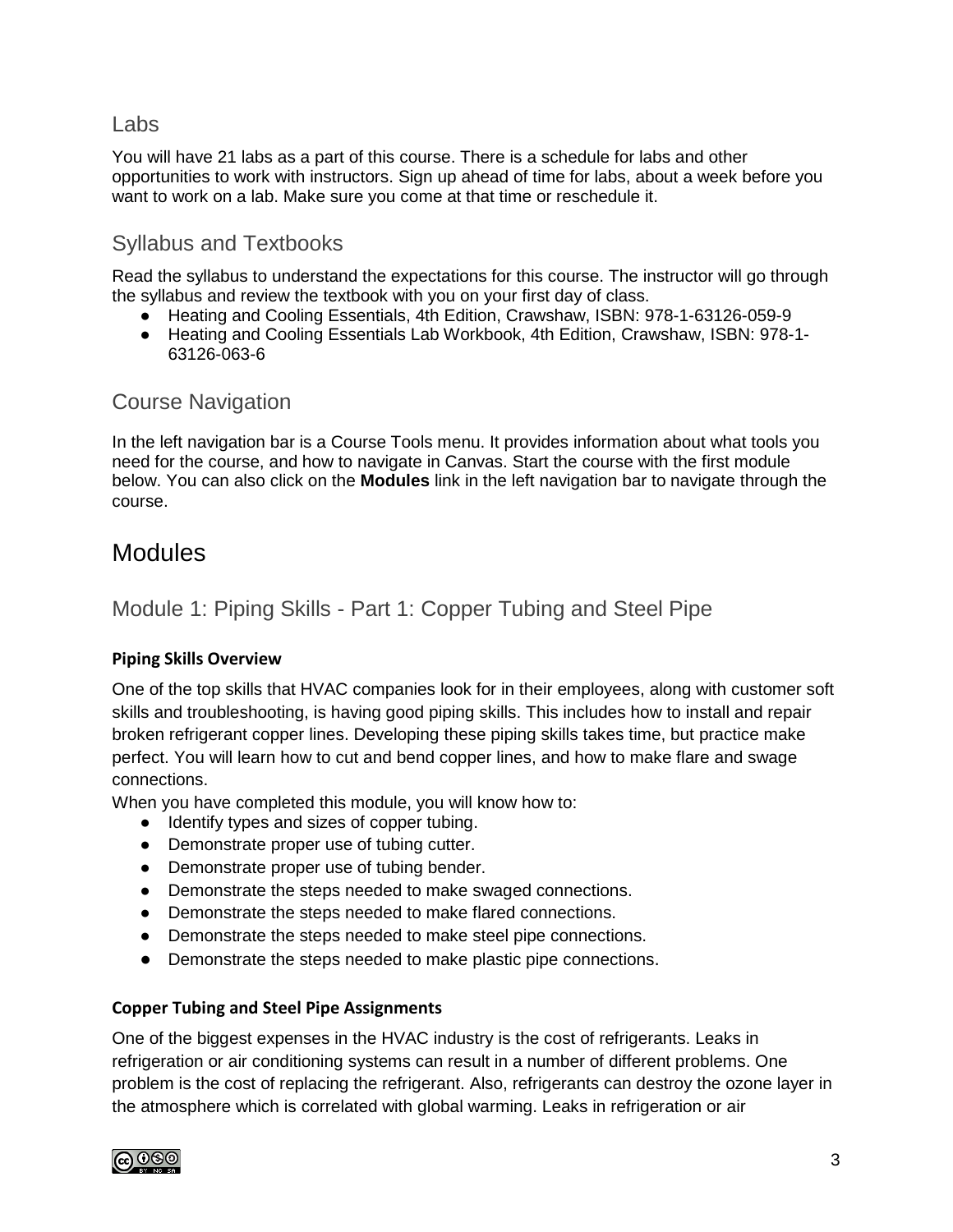## Labs

You will have 21 labs as a part of this course. There is a schedule for labs and other opportunities to work with instructors. Sign up ahead of time for labs, about a week before you want to work on a lab. Make sure you come at that time or reschedule it.

## Syllabus and Textbooks

Read the syllabus to understand the expectations for this course. The instructor will go through the syllabus and review the textbook with you on your first day of class.

- Heating and Cooling Essentials, 4th Edition, Crawshaw, ISBN: 978-1-63126-059-9
- Heating and Cooling Essentials Lab Workbook, 4th Edition, Crawshaw, ISBN: 978-1-63126-063-6

## Course Navigation

In the left navigation bar is a Course Tools menu. It provides information about what tools you need for the course, and how to navigate in Canvas. Start the course with the first module below. You can also click on the **Modules** link in the left navigation bar to navigate through the course.

# Modules

## Module 1: Piping Skills - Part 1: Copper Tubing and Steel Pipe

**Piping Skills Overview**

One of the top skills that HVAC companies look for in their employees, along with customer soft skills and troubleshooting, is having good piping skills. This includes how to install and repair broken refrigerant copper lines. Developing these piping skills takes time, but practice make perfect. You will learn how to cut and bend copper lines, and how to make flare and swage connections.

When you have completed this module, you will know how to:

- Identify types and sizes of copper tubing.
- Demonstrate proper use of tubing cutter.
- Demonstrate proper use of tubing bender.
- Demonstrate the steps needed to make swaged connections.
- Demonstrate the steps needed to make flared connections.
- Demonstrate the steps needed to make steel pipe connections.
- Demonstrate the steps needed to make plastic pipe connections.

**Copper Tubing and Steel Pipe Assignments**

One of the biggest expenses in the HVAC industry is the cost of refrigerants. Leaks in refrigeration or air conditioning systems can result in a number of different problems. One problem is the cost of replacing the refrigerant. Also, refrigerants can destroy the ozone layer in the atmosphere which is correlated with global warming. Leaks in refrigeration or air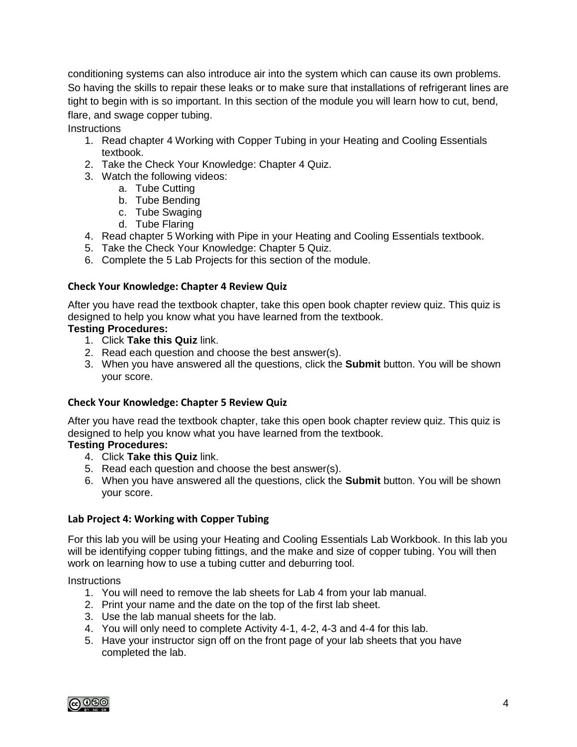conditioning systems can also introduce air into the system which can cause its own problems. So having the skills to repair these leaks or to make sure that installations of refrigerant lines are tight to begin with is so important. In this section of the module you will learn how to cut, bend, flare, and swage copper tubing.

Instructions

1. Read chapter 4 Working with Copper Tubing in your Heating and Cooling Essentials textbook.
2. Take the Check Your Knowledge: Chapter 4 Quiz.
3. Watch the following videos:
   a. Tube Cutting
   b. Tube Bending
   c. Tube Swaging
   d. Tube Flaring
4. Read chapter 5 Working with Pipe in your Heating and Cooling Essentials textbook.
5. Take the Check Your Knowledge: Chapter 5 Quiz.
6. Complete the 5 Lab Projects for this section of the module.

#### Check Your Knowledge: Chapter 4 Review Quiz

After you have read the textbook chapter, take this open book chapter review quiz. This quiz is designed to help you know what you have learned from the textbook.

**Testing Procedures:**

1. Click **Take this Quiz** link.
2. Read each question and choose the best answer(s).
3. When you have answered all the questions, click the **Submit** button. You will be shown your score.

#### Check Your Knowledge: Chapter 5 Review Quiz

After you have read the textbook chapter, take this open book chapter review quiz. This quiz is designed to help you know what you have learned from the textbook.

**Testing Procedures:**

4. Click **Take this Quiz** link.
5. Read each question and choose the best answer(s).
6. When you have answered all the questions, click the **Submit** button. You will be shown your score.

#### Lab Project 4: Working with Copper Tubing

For this lab you will be using your Heating and Cooling Essentials Lab Workbook. In this lab you will be identifying copper tubing fittings, and the make and size of copper tubing. You will then work on learning how to use a tubing cutter and deburring tool.

Instructions

1. You will need to remove the lab sheets for Lab 4 from your lab manual.
2. Print your name and the date on the top of the first lab sheet.
3. Use the lab manual sheets for the lab.
4. You will only need to complete Activity 4-1, 4-2, 4-3 and 4-4 for this lab.
5. Have your instructor sign off on the front page of your lab sheets that you have completed the lab.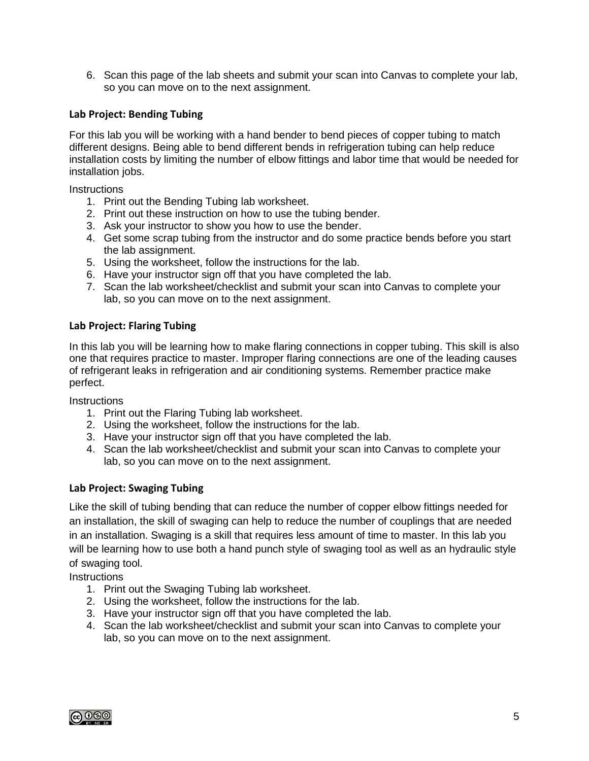6. Scan this page of the lab sheets and submit your scan into Canvas to complete your lab, so you can move on to the next assignment.

### Lab Project: Bending Tubing

For this lab you will be working with a hand bender to bend pieces of copper tubing to match different designs. Being able to bend different bends in refrigeration tubing can help reduce installation costs by limiting the number of elbow fittings and labor time that would be needed for installation jobs.

Instructions

1. Print out the Bending Tubing lab worksheet.
2. Print out these instruction on how to use the tubing bender.
3. Ask your instructor to show you how to use the bender.
4. Get some scrap tubing from the instructor and do some practice bends before you start the lab assignment.
5. Using the worksheet, follow the instructions for the lab.
6. Have your instructor sign off that you have completed the lab.
7. Scan the lab worksheet/checklist and submit your scan into Canvas to complete your lab, so you can move on to the next assignment.

### Lab Project: Flaring Tubing

In this lab you will be learning how to make flaring connections in copper tubing. This skill is also one that requires practice to master. Improper flaring connections are one of the leading causes of refrigerant leaks in refrigeration and air conditioning systems. Remember practice make perfect.

Instructions

1. Print out the Flaring Tubing lab worksheet.
2. Using the worksheet, follow the instructions for the lab.
3. Have your instructor sign off that you have completed the lab.
4. Scan the lab worksheet/checklist and submit your scan into Canvas to complete your lab, so you can move on to the next assignment.

### Lab Project: Swaging Tubing

Like the skill of tubing bending that can reduce the number of copper elbow fittings needed for an installation, the skill of swaging can help to reduce the number of couplings that are needed in an installation. Swaging is a skill that requires less amount of time to master. In this lab you will be learning how to use both a hand punch style of swaging tool as well as an hydraulic style of swaging tool.

Instructions

1. Print out the Swaging Tubing lab worksheet.
2. Using the worksheet, follow the instructions for the lab.
3. Have your instructor sign off that you have completed the lab.
4. Scan the lab worksheet/checklist and submit your scan into Canvas to complete your lab, so you can move on to the next assignment.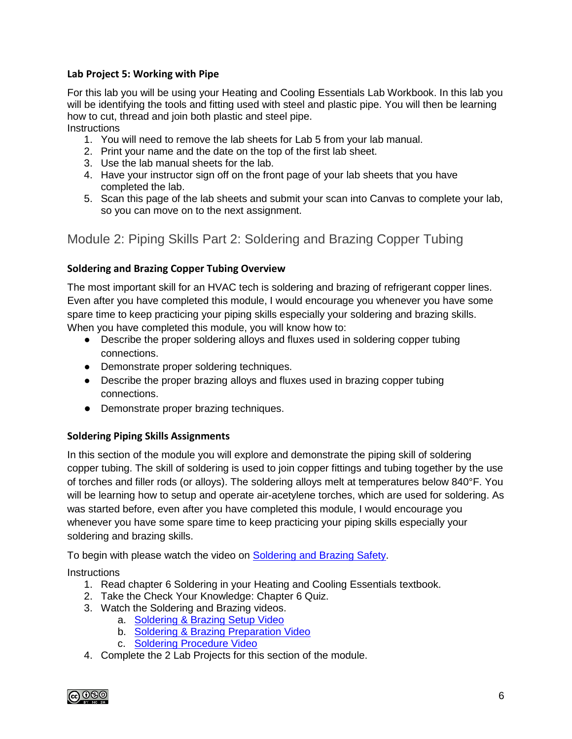### Lab Project 5: Working with Pipe

For this lab you will be using your Heating and Cooling Essentials Lab Workbook. In this lab you will be identifying the tools and fitting used with steel and plastic pipe. You will then be learning how to cut, thread and join both plastic and steel pipe.

Instructions

1. You will need to remove the lab sheets for Lab 5 from your lab manual.
2. Print your name and the date on the top of the first lab sheet.
3. Use the lab manual sheets for the lab.
4. Have your instructor sign off on the front page of your lab sheets that you have completed the lab.
5. Scan this page of the lab sheets and submit your scan into Canvas to complete your lab, so you can move on to the next assignment.

## Module 2: Piping Skills Part 2: Soldering and Brazing Copper Tubing

### Soldering and Brazing Copper Tubing Overview

The most important skill for an HVAC tech is soldering and brazing of refrigerant copper lines. Even after you have completed this module, I would encourage you whenever you have some spare time to keep practicing your piping skills especially your soldering and brazing skills. When you have completed this module, you will know how to:

- Describe the proper soldering alloys and fluxes used in soldering copper tubing connections.
- Demonstrate proper soldering techniques.
- Describe the proper brazing alloys and fluxes used in brazing copper tubing connections.
- Demonstrate proper brazing techniques.

### Soldering Piping Skills Assignments

In this section of the module you will explore and demonstrate the piping skill of soldering copper tubing. The skill of soldering is used to join copper fittings and tubing together by the use of torches and filler rods (or alloys). The soldering alloys melt at temperatures below 840°F. You will be learning how to setup and operate air-acetylene torches, which are used for soldering. As was started before, even after you have completed this module, I would encourage you whenever you have some spare time to keep practicing your piping skills especially your soldering and brazing skills.

To begin with please watch the video on Soldering and Brazing Safety.

Instructions

1. Read chapter 6 Soldering in your Heating and Cooling Essentials textbook.
2. Take the Check Your Knowledge: Chapter 6 Quiz.
3. Watch the Soldering and Brazing videos.
   a. Soldering & Brazing Setup Video
   b. Soldering & Brazing Preparation Video
   c. Soldering Procedure Video
4. Complete the 2 Lab Projects for this section of the module.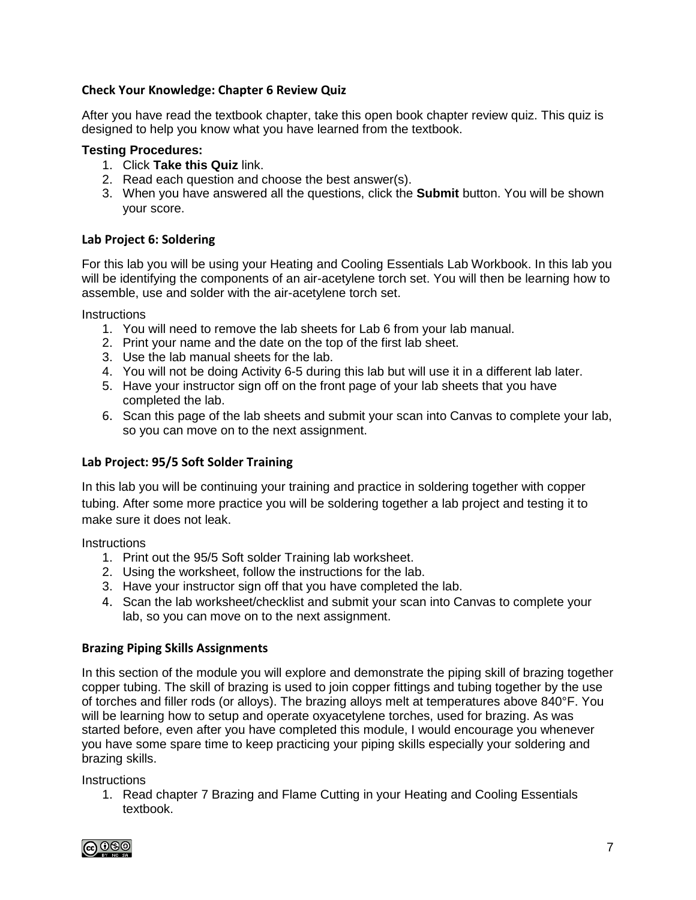### Check Your Knowledge: Chapter 6 Review Quiz

After you have read the textbook chapter, take this open book chapter review quiz. This quiz is designed to help you know what you have learned from the textbook.

**Testing Procedures:**

1. Click **Take this Quiz** link.
2. Read each question and choose the best answer(s).
3. When you have answered all the questions, click the **Submit** button. You will be shown your score.

### Lab Project 6: Soldering

For this lab you will be using your Heating and Cooling Essentials Lab Workbook. In this lab you will be identifying the components of an air-acetylene torch set. You will then be learning how to assemble, use and solder with the air-acetylene torch set.

Instructions

1. You will need to remove the lab sheets for Lab 6 from your lab manual.
2. Print your name and the date on the top of the first lab sheet.
3. Use the lab manual sheets for the lab.
4. You will not be doing Activity 6-5 during this lab but will use it in a different lab later.
5. Have your instructor sign off on the front page of your lab sheets that you have completed the lab.
6. Scan this page of the lab sheets and submit your scan into Canvas to complete your lab, so you can move on to the next assignment.

### Lab Project: 95/5 Soft Solder Training

In this lab you will be continuing your training and practice in soldering together with copper tubing. After some more practice you will be soldering together a lab project and testing it to make sure it does not leak.

Instructions

1. Print out the 95/5 Soft solder Training lab worksheet.
2. Using the worksheet, follow the instructions for the lab.
3. Have your instructor sign off that you have completed the lab.
4. Scan the lab worksheet/checklist and submit your scan into Canvas to complete your lab, so you can move on to the next assignment.

### Brazing Piping Skills Assignments

In this section of the module you will explore and demonstrate the piping skill of brazing together copper tubing. The skill of brazing is used to join copper fittings and tubing together by the use of torches and filler rods (or alloys). The brazing alloys melt at temperatures above 840°F. You will be learning how to setup and operate oxyacetylene torches, used for brazing. As was started before, even after you have completed this module, I would encourage you whenever you have some spare time to keep practicing your piping skills especially your soldering and brazing skills.

Instructions

1. Read chapter 7 Brazing and Flame Cutting in your Heating and Cooling Essentials textbook.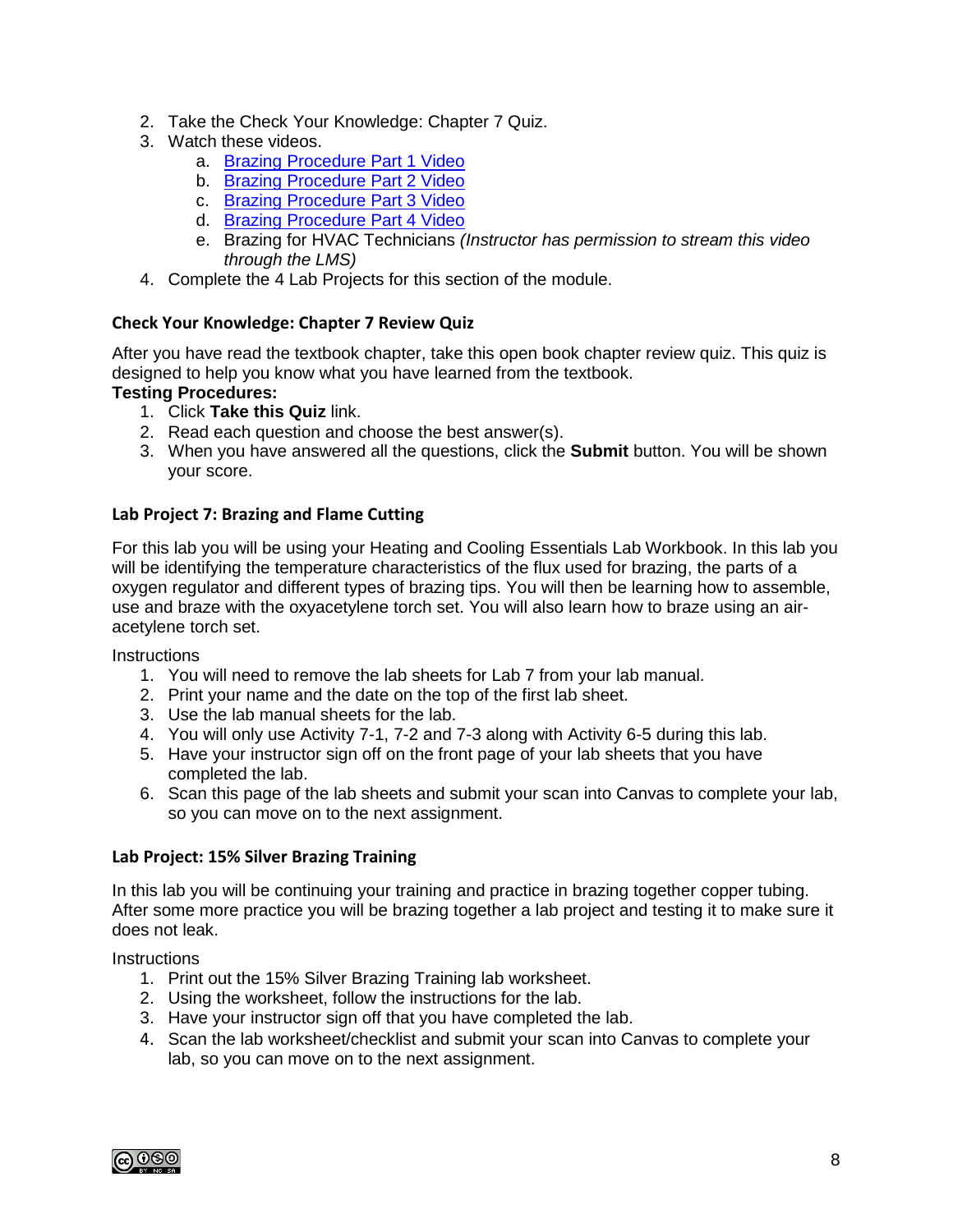2. Take the Check Your Knowledge: Chapter 7 Quiz.
3. Watch these videos.
   a. Brazing Procedure Part 1 Video
   b. Brazing Procedure Part 2 Video
   c. Brazing Procedure Part 3 Video
   d. Brazing Procedure Part 4 Video
   e. Brazing for HVAC Technicians *(Instructor has permission to stream this video through the LMS)*
4. Complete the 4 Lab Projects for this section of the module.

### Check Your Knowledge: Chapter 7 Review Quiz

After you have read the textbook chapter, take this open book chapter review quiz. This quiz is designed to help you know what you have learned from the textbook.

**Testing Procedures:**

1. Click **Take this Quiz** link.
2. Read each question and choose the best answer(s).
3. When you have answered all the questions, click the **Submit** button. You will be shown your score.

### Lab Project 7: Brazing and Flame Cutting

For this lab you will be using your Heating and Cooling Essentials Lab Workbook. In this lab you will be identifying the temperature characteristics of the flux used for brazing, the parts of a oxygen regulator and different types of brazing tips. You will then be learning how to assemble, use and braze with the oxyacetylene torch set. You will also learn how to braze using an air-acetylene torch set.

Instructions

1. You will need to remove the lab sheets for Lab 7 from your lab manual.
2. Print your name and the date on the top of the first lab sheet.
3. Use the lab manual sheets for the lab.
4. You will only use Activity 7-1, 7-2 and 7-3 along with Activity 6-5 during this lab.
5. Have your instructor sign off on the front page of your lab sheets that you have completed the lab.
6. Scan this page of the lab sheets and submit your scan into Canvas to complete your lab, so you can move on to the next assignment.

### Lab Project: 15% Silver Brazing Training

In this lab you will be continuing your training and practice in brazing together copper tubing. After some more practice you will be brazing together a lab project and testing it to make sure it does not leak.

Instructions

1. Print out the 15% Silver Brazing Training lab worksheet.
2. Using the worksheet, follow the instructions for the lab.
3. Have your instructor sign off that you have completed the lab.
4. Scan the lab worksheet/checklist and submit your scan into Canvas to complete your lab, so you can move on to the next assignment.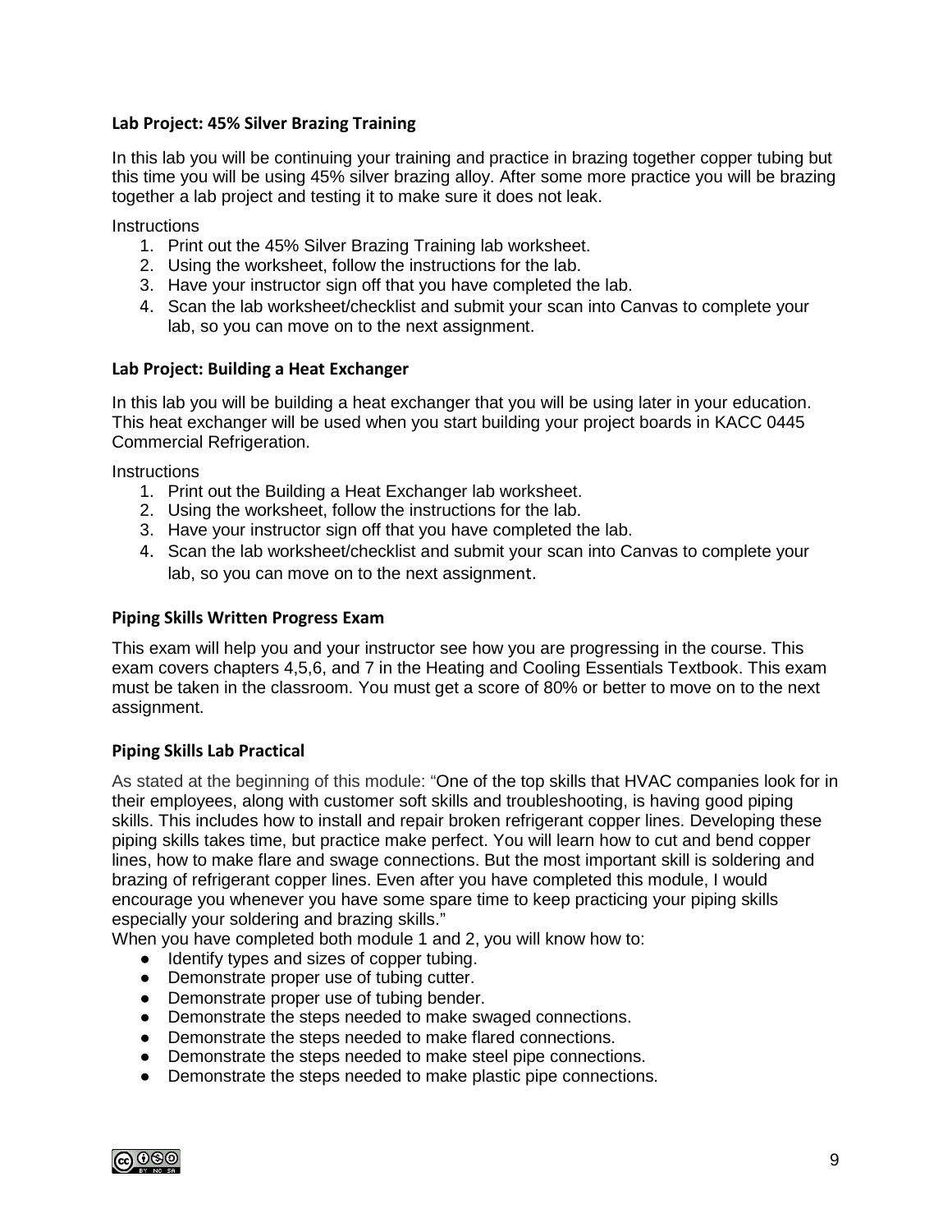### Lab Project: 45% Silver Brazing Training

In this lab you will be continuing your training and practice in brazing together copper tubing but this time you will be using 45% silver brazing alloy. After some more practice you will be brazing together a lab project and testing it to make sure it does not leak.

Instructions

1. Print out the 45% Silver Brazing Training lab worksheet.
2. Using the worksheet, follow the instructions for the lab.
3. Have your instructor sign off that you have completed the lab.
4. Scan the lab worksheet/checklist and submit your scan into Canvas to complete your lab, so you can move on to the next assignment.

### Lab Project: Building a Heat Exchanger

In this lab you will be building a heat exchanger that you will be using later in your education. This heat exchanger will be used when you start building your project boards in KACC 0445 Commercial Refrigeration.

Instructions

1. Print out the Building a Heat Exchanger lab worksheet.
2. Using the worksheet, follow the instructions for the lab.
3. Have your instructor sign off that you have completed the lab.
4. Scan the lab worksheet/checklist and submit your scan into Canvas to complete your lab, so you can move on to the next assignment.

### Piping Skills Written Progress Exam

This exam will help you and your instructor see how you are progressing in the course. This exam covers chapters 4,5,6, and 7 in the Heating and Cooling Essentials Textbook. This exam must be taken in the classroom. You must get a score of 80% or better to move on to the next assignment.

### Piping Skills Lab Practical

As stated at the beginning of this module: "One of the top skills that HVAC companies look for in their employees, along with customer soft skills and troubleshooting, is having good piping skills. This includes how to install and repair broken refrigerant copper lines. Developing these piping skills takes time, but practice make perfect. You will learn how to cut and bend copper lines, how to make flare and swage connections. But the most important skill is soldering and brazing of refrigerant copper lines. Even after you have completed this module, I would encourage you whenever you have some spare time to keep practicing your piping skills especially your soldering and brazing skills."

When you have completed both module 1 and 2, you will know how to:

- Identify types and sizes of copper tubing.
- Demonstrate proper use of tubing cutter.
- Demonstrate proper use of tubing bender.
- Demonstrate the steps needed to make swaged connections.
- Demonstrate the steps needed to make flared connections.
- Demonstrate the steps needed to make steel pipe connections.
- Demonstrate the steps needed to make plastic pipe connections.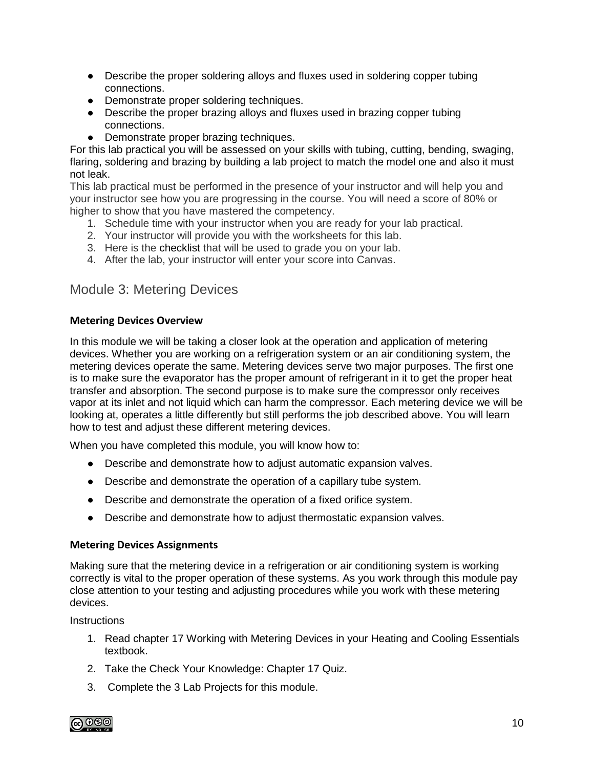- Describe the proper soldering alloys and fluxes used in soldering copper tubing connections.
- Demonstrate proper soldering techniques.
- Describe the proper brazing alloys and fluxes used in brazing copper tubing connections.
- Demonstrate proper brazing techniques.

For this lab practical you will be assessed on your skills with tubing, cutting, bending, swaging, flaring, soldering and brazing by building a lab project to match the model one and also it must not leak.

This lab practical must be performed in the presence of your instructor and will help you and your instructor see how you are progressing in the course. You will need a score of 80% or higher to show that you have mastered the competency.

1. Schedule time with your instructor when you are ready for your lab practical.
2. Your instructor will provide you with the worksheets for this lab.
3. Here is the checklist that will be used to grade you on your lab.
4. After the lab, your instructor will enter your score into Canvas.

## Module 3: Metering Devices

### Metering Devices Overview

In this module we will be taking a closer look at the operation and application of metering devices. Whether you are working on a refrigeration system or an air conditioning system, the metering devices operate the same. Metering devices serve two major purposes. The first one is to make sure the evaporator has the proper amount of refrigerant in it to get the proper heat transfer and absorption. The second purpose is to make sure the compressor only receives vapor at its inlet and not liquid which can harm the compressor. Each metering device we will be looking at, operates a little differently but still performs the job described above. You will learn how to test and adjust these different metering devices.

When you have completed this module, you will know how to:

- Describe and demonstrate how to adjust automatic expansion valves.
- Describe and demonstrate the operation of a capillary tube system.
- Describe and demonstrate the operation of a fixed orifice system.
- Describe and demonstrate how to adjust thermostatic expansion valves.

### Metering Devices Assignments

Making sure that the metering device in a refrigeration or air conditioning system is working correctly is vital to the proper operation of these systems. As you work through this module pay close attention to your testing and adjusting procedures while you work with these metering devices.

Instructions

1. Read chapter 17 Working with Metering Devices in your Heating and Cooling Essentials textbook.
2. Take the Check Your Knowledge: Chapter 17 Quiz.
3. Complete the 3 Lab Projects for this module.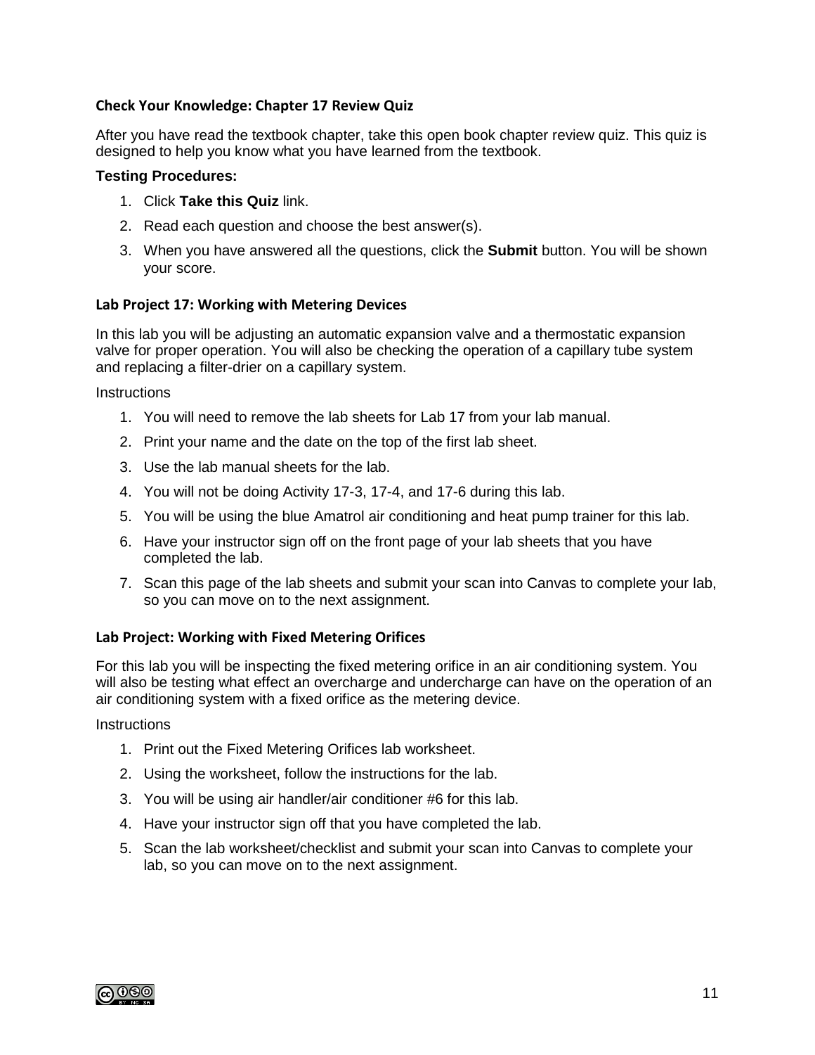### Check Your Knowledge: Chapter 17 Review Quiz

After you have read the textbook chapter, take this open book chapter review quiz. This quiz is designed to help you know what you have learned from the textbook.

**Testing Procedures:**

1. Click **Take this Quiz** link.
2. Read each question and choose the best answer(s).
3. When you have answered all the questions, click the **Submit** button. You will be shown your score.

### Lab Project 17: Working with Metering Devices

In this lab you will be adjusting an automatic expansion valve and a thermostatic expansion valve for proper operation. You will also be checking the operation of a capillary tube system and replacing a filter-drier on a capillary system.

Instructions

1. You will need to remove the lab sheets for Lab 17 from your lab manual.
2. Print your name and the date on the top of the first lab sheet.
3. Use the lab manual sheets for the lab.
4. You will not be doing Activity 17-3, 17-4, and 17-6 during this lab.
5. You will be using the blue Amatrol air conditioning and heat pump trainer for this lab.
6. Have your instructor sign off on the front page of your lab sheets that you have completed the lab.
7. Scan this page of the lab sheets and submit your scan into Canvas to complete your lab, so you can move on to the next assignment.

### Lab Project: Working with Fixed Metering Orifices

For this lab you will be inspecting the fixed metering orifice in an air conditioning system. You will also be testing what effect an overcharge and undercharge can have on the operation of an air conditioning system with a fixed orifice as the metering device.

Instructions

1. Print out the Fixed Metering Orifices lab worksheet.
2. Using the worksheet, follow the instructions for the lab.
3. You will be using air handler/air conditioner #6 for this lab.
4. Have your instructor sign off that you have completed the lab.
5. Scan the lab worksheet/checklist and submit your scan into Canvas to complete your lab, so you can move on to the next assignment.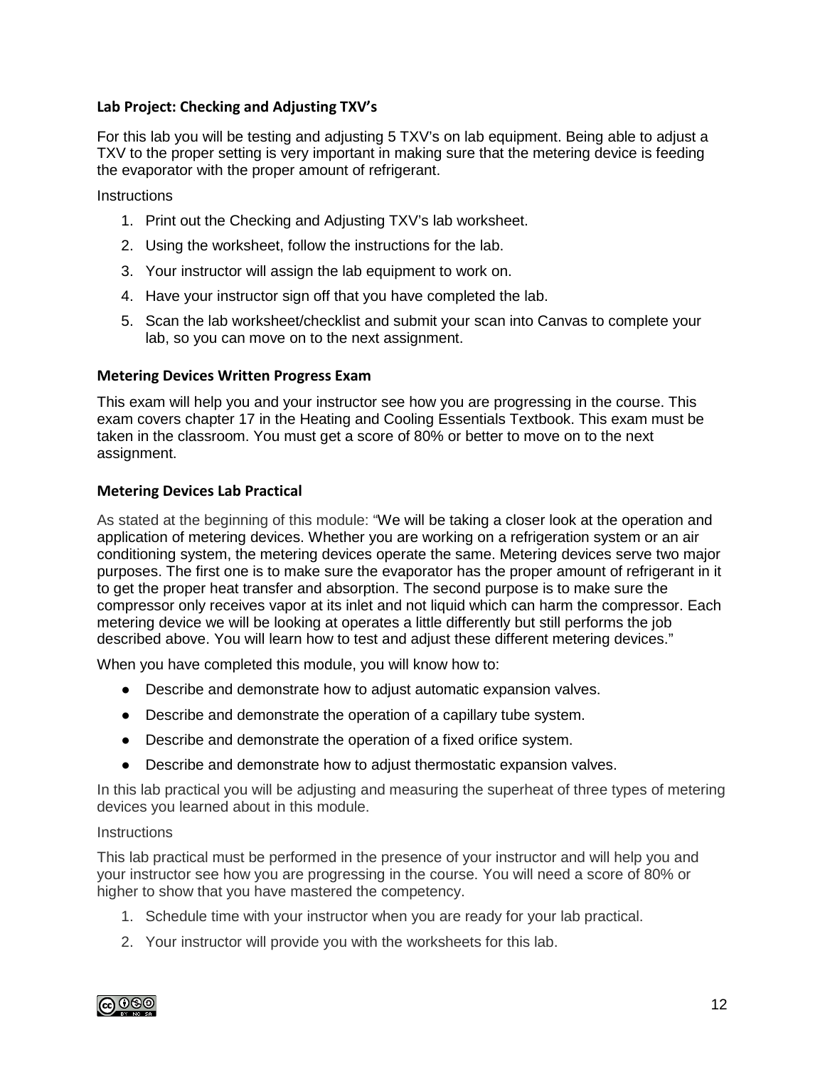### Lab Project: Checking and Adjusting TXV's

For this lab you will be testing and adjusting 5 TXV's on lab equipment. Being able to adjust a TXV to the proper setting is very important in making sure that the metering device is feeding the evaporator with the proper amount of refrigerant.

Instructions

1. Print out the Checking and Adjusting TXV's lab worksheet.
2. Using the worksheet, follow the instructions for the lab.
3. Your instructor will assign the lab equipment to work on.
4. Have your instructor sign off that you have completed the lab.
5. Scan the lab worksheet/checklist and submit your scan into Canvas to complete your lab, so you can move on to the next assignment.

### Metering Devices Written Progress Exam

This exam will help you and your instructor see how you are progressing in the course. This exam covers chapter 17 in the Heating and Cooling Essentials Textbook. This exam must be taken in the classroom. You must get a score of 80% or better to move on to the next assignment.

### Metering Devices Lab Practical

As stated at the beginning of this module: "We will be taking a closer look at the operation and application of metering devices. Whether you are working on a refrigeration system or an air conditioning system, the metering devices operate the same. Metering devices serve two major purposes. The first one is to make sure the evaporator has the proper amount of refrigerant in it to get the proper heat transfer and absorption. The second purpose is to make sure the compressor only receives vapor at its inlet and not liquid which can harm the compressor. Each metering device we will be looking at operates a little differently but still performs the job described above. You will learn how to test and adjust these different metering devices."

When you have completed this module, you will know how to:

- Describe and demonstrate how to adjust automatic expansion valves.
- Describe and demonstrate the operation of a capillary tube system.
- Describe and demonstrate the operation of a fixed orifice system.
- Describe and demonstrate how to adjust thermostatic expansion valves.

In this lab practical you will be adjusting and measuring the superheat of three types of metering devices you learned about in this module.

Instructions

This lab practical must be performed in the presence of your instructor and will help you and your instructor see how you are progressing in the course. You will need a score of 80% or higher to show that you have mastered the competency.

1. Schedule time with your instructor when you are ready for your lab practical.
2. Your instructor will provide you with the worksheets for this lab.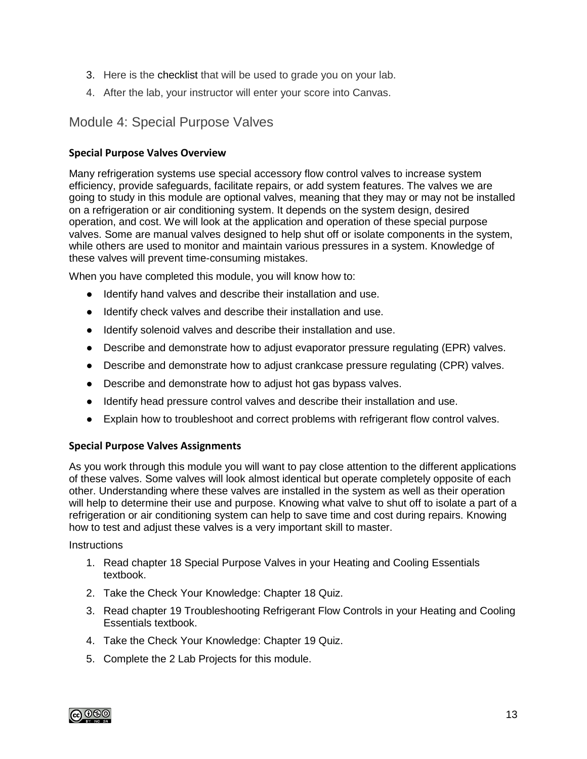3. Here is the checklist that will be used to grade you on your lab.
4. After the lab, your instructor will enter your score into Canvas.

## Module 4: Special Purpose Valves

### Special Purpose Valves Overview

Many refrigeration systems use special accessory flow control valves to increase system efficiency, provide safeguards, facilitate repairs, or add system features. The valves we are going to study in this module are optional valves, meaning that they may or may not be installed on a refrigeration or air conditioning system. It depends on the system design, desired operation, and cost. We will look at the application and operation of these special purpose valves. Some are manual valves designed to help shut off or isolate components in the system, while others are used to monitor and maintain various pressures in a system. Knowledge of these valves will prevent time-consuming mistakes.

When you have completed this module, you will know how to:

- Identify hand valves and describe their installation and use.
- Identify check valves and describe their installation and use.
- Identify solenoid valves and describe their installation and use.
- Describe and demonstrate how to adjust evaporator pressure regulating (EPR) valves.
- Describe and demonstrate how to adjust crankcase pressure regulating (CPR) valves.
- Describe and demonstrate how to adjust hot gas bypass valves.
- Identify head pressure control valves and describe their installation and use.
- Explain how to troubleshoot and correct problems with refrigerant flow control valves.

### Special Purpose Valves Assignments

As you work through this module you will want to pay close attention to the different applications of these valves. Some valves will look almost identical but operate completely opposite of each other. Understanding where these valves are installed in the system as well as their operation will help to determine their use and purpose. Knowing what valve to shut off to isolate a part of a refrigeration or air conditioning system can help to save time and cost during repairs. Knowing how to test and adjust these valves is a very important skill to master.

Instructions

1. Read chapter 18 Special Purpose Valves in your Heating and Cooling Essentials textbook.
2. Take the Check Your Knowledge: Chapter 18 Quiz.
3. Read chapter 19 Troubleshooting Refrigerant Flow Controls in your Heating and Cooling Essentials textbook.
4. Take the Check Your Knowledge: Chapter 19 Quiz.
5. Complete the 2 Lab Projects for this module.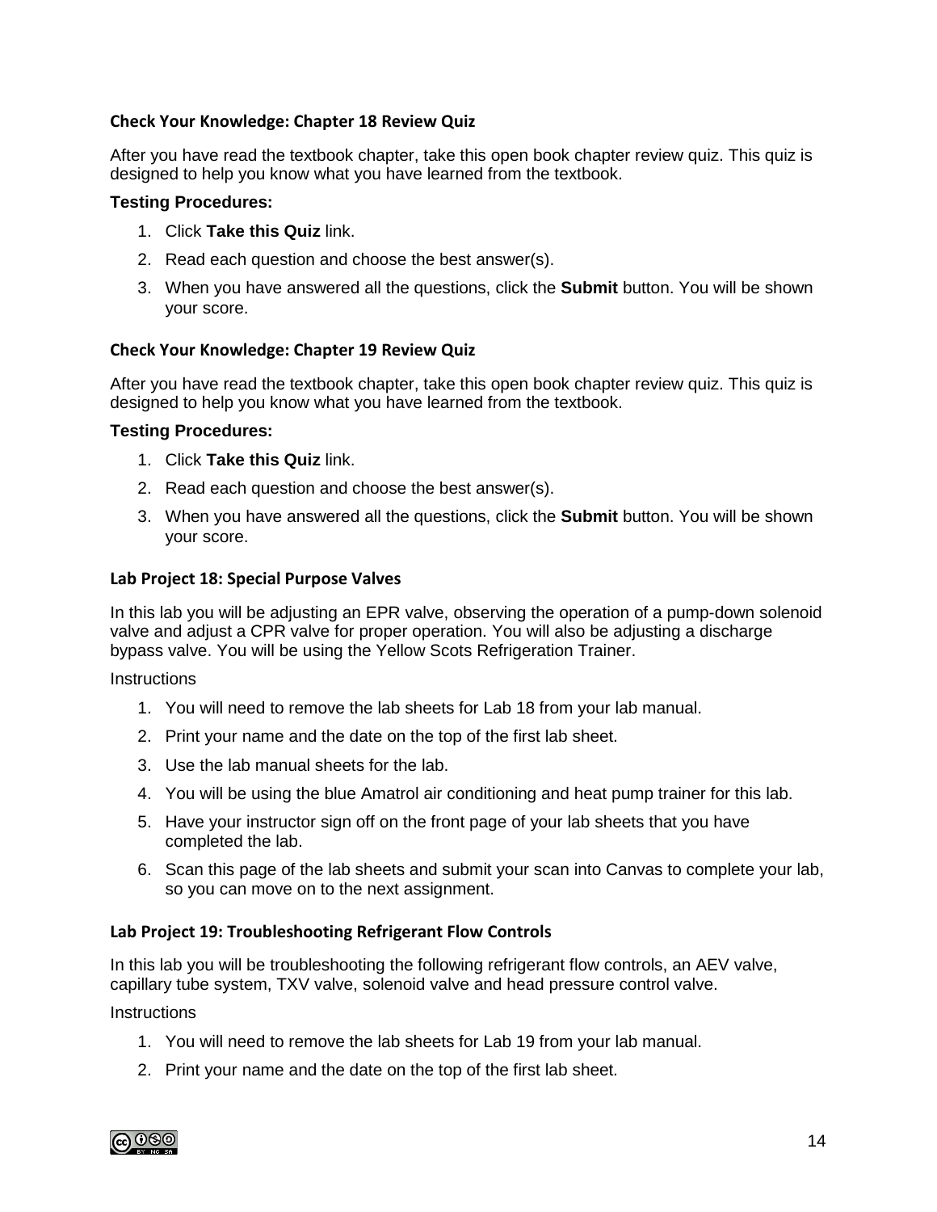### Check Your Knowledge: Chapter 18 Review Quiz

After you have read the textbook chapter, take this open book chapter review quiz. This quiz is designed to help you know what you have learned from the textbook.

**Testing Procedures:**

1. Click **Take this Quiz** link.
2. Read each question and choose the best answer(s).
3. When you have answered all the questions, click the **Submit** button. You will be shown your score.

### Check Your Knowledge: Chapter 19 Review Quiz

After you have read the textbook chapter, take this open book chapter review quiz. This quiz is designed to help you know what you have learned from the textbook.

**Testing Procedures:**

1. Click **Take this Quiz** link.
2. Read each question and choose the best answer(s).
3. When you have answered all the questions, click the **Submit** button. You will be shown your score.

### Lab Project 18: Special Purpose Valves

In this lab you will be adjusting an EPR valve, observing the operation of a pump-down solenoid valve and adjust a CPR valve for proper operation. You will also be adjusting a discharge bypass valve. You will be using the Yellow Scots Refrigeration Trainer.

Instructions

1. You will need to remove the lab sheets for Lab 18 from your lab manual.
2. Print your name and the date on the top of the first lab sheet.
3. Use the lab manual sheets for the lab.
4. You will be using the blue Amatrol air conditioning and heat pump trainer for this lab.
5. Have your instructor sign off on the front page of your lab sheets that you have completed the lab.
6. Scan this page of the lab sheets and submit your scan into Canvas to complete your lab, so you can move on to the next assignment.

### Lab Project 19: Troubleshooting Refrigerant Flow Controls

In this lab you will be troubleshooting the following refrigerant flow controls, an AEV valve, capillary tube system, TXV valve, solenoid valve and head pressure control valve.

Instructions

1. You will need to remove the lab sheets for Lab 19 from your lab manual.
2. Print your name and the date on the top of the first lab sheet.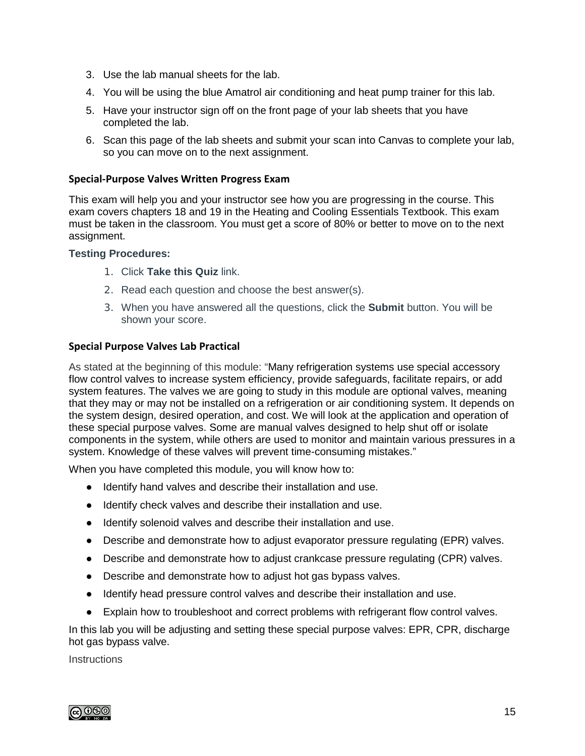3. Use the lab manual sheets for the lab.
4. You will be using the blue Amatrol air conditioning and heat pump trainer for this lab.
5. Have your instructor sign off on the front page of your lab sheets that you have completed the lab.
6. Scan this page of the lab sheets and submit your scan into Canvas to complete your lab, so you can move on to the next assignment.

### Special-Purpose Valves Written Progress Exam

This exam will help you and your instructor see how you are progressing in the course. This exam covers chapters 18 and 19 in the Heating and Cooling Essentials Textbook. This exam must be taken in the classroom. You must get a score of 80% or better to move on to the next assignment.

**Testing Procedures:**

1. Click **Take this Quiz** link.
2. Read each question and choose the best answer(s).
3. When you have answered all the questions, click the **Submit** button. You will be shown your score.

### Special Purpose Valves Lab Practical

As stated at the beginning of this module: "Many refrigeration systems use special accessory flow control valves to increase system efficiency, provide safeguards, facilitate repairs, or add system features. The valves we are going to study in this module are optional valves, meaning that they may or may not be installed on a refrigeration or air conditioning system. It depends on the system design, desired operation, and cost. We will look at the application and operation of these special purpose valves. Some are manual valves designed to help shut off or isolate components in the system, while others are used to monitor and maintain various pressures in a system. Knowledge of these valves will prevent time-consuming mistakes."

When you have completed this module, you will know how to:

- Identify hand valves and describe their installation and use.
- Identify check valves and describe their installation and use.
- Identify solenoid valves and describe their installation and use.
- Describe and demonstrate how to adjust evaporator pressure regulating (EPR) valves.
- Describe and demonstrate how to adjust crankcase pressure regulating (CPR) valves.
- Describe and demonstrate how to adjust hot gas bypass valves.
- Identify head pressure control valves and describe their installation and use.
- Explain how to troubleshoot and correct problems with refrigerant flow control valves.

In this lab you will be adjusting and setting these special purpose valves: EPR, CPR, discharge hot gas bypass valve.

Instructions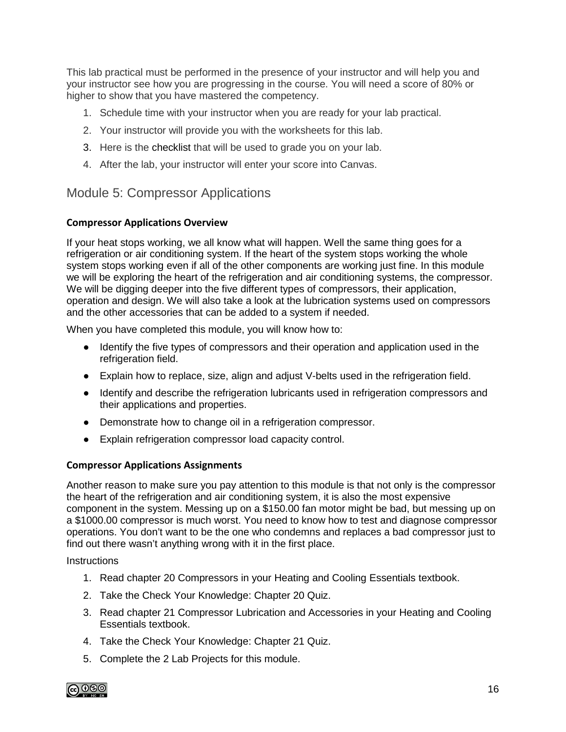This lab practical must be performed in the presence of your instructor and will help you and your instructor see how you are progressing in the course. You will need a score of 80% or higher to show that you have mastered the competency.

1. Schedule time with your instructor when you are ready for your lab practical.
2. Your instructor will provide you with the worksheets for this lab.
3. Here is the checklist that will be used to grade you on your lab.
4. After the lab, your instructor will enter your score into Canvas.

## Module 5: Compressor Applications

**Compressor Applications Overview**

If your heat stops working, we all know what will happen. Well the same thing goes for a refrigeration or air conditioning system. If the heart of the system stops working the whole system stops working even if all of the other components are working just fine. In this module we will be exploring the heart of the refrigeration and air conditioning systems, the compressor. We will be digging deeper into the five different types of compressors, their application, operation and design. We will also take a look at the lubrication systems used on compressors and the other accessories that can be added to a system if needed.

When you have completed this module, you will know how to:

- Identify the five types of compressors and their operation and application used in the refrigeration field.
- Explain how to replace, size, align and adjust V-belts used in the refrigeration field.
- Identify and describe the refrigeration lubricants used in refrigeration compressors and their applications and properties.
- Demonstrate how to change oil in a refrigeration compressor.
- Explain refrigeration compressor load capacity control.

**Compressor Applications Assignments**

Another reason to make sure you pay attention to this module is that not only is the compressor the heart of the refrigeration and air conditioning system, it is also the most expensive component in the system. Messing up on a $150.00 fan motor might be bad, but messing up on a $1000.00 compressor is much worst. You need to know how to test and diagnose compressor operations. You don't want to be the one who condemns and replaces a bad compressor just to find out there wasn't anything wrong with it in the first place.

Instructions

1. Read chapter 20 Compressors in your Heating and Cooling Essentials textbook.
2. Take the Check Your Knowledge: Chapter 20 Quiz.
3. Read chapter 21 Compressor Lubrication and Accessories in your Heating and Cooling Essentials textbook.
4. Take the Check Your Knowledge: Chapter 21 Quiz.
5. Complete the 2 Lab Projects for this module.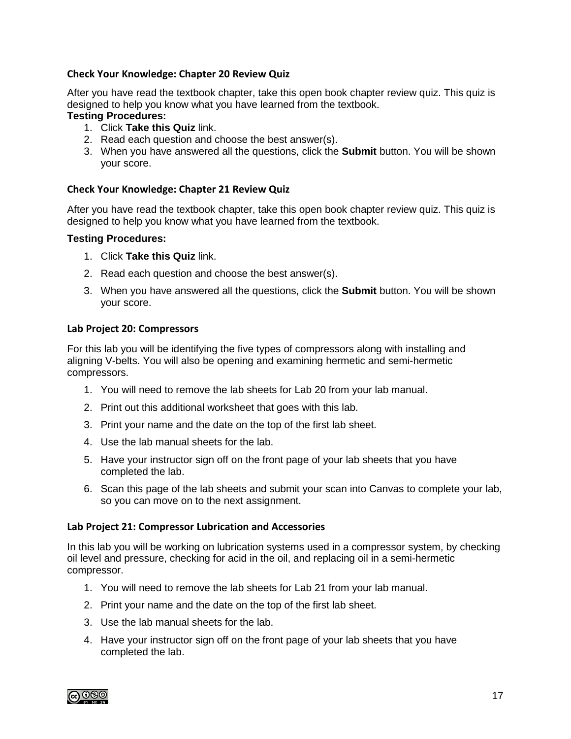### Check Your Knowledge: Chapter 20 Review Quiz

After you have read the textbook chapter, take this open book chapter review quiz. This quiz is designed to help you know what you have learned from the textbook.

**Testing Procedures:**

1. Click **Take this Quiz** link.
2. Read each question and choose the best answer(s).
3. When you have answered all the questions, click the **Submit** button. You will be shown your score.

### Check Your Knowledge: Chapter 21 Review Quiz

After you have read the textbook chapter, take this open book chapter review quiz. This quiz is designed to help you know what you have learned from the textbook.

**Testing Procedures:**

1. Click **Take this Quiz** link.
2. Read each question and choose the best answer(s).
3. When you have answered all the questions, click the **Submit** button. You will be shown your score.

### Lab Project 20: Compressors

For this lab you will be identifying the five types of compressors along with installing and aligning V-belts. You will also be opening and examining hermetic and semi-hermetic compressors.

1. You will need to remove the lab sheets for Lab 20 from your lab manual.
2. Print out this additional worksheet that goes with this lab.
3. Print your name and the date on the top of the first lab sheet.
4. Use the lab manual sheets for the lab.
5. Have your instructor sign off on the front page of your lab sheets that you have completed the lab.
6. Scan this page of the lab sheets and submit your scan into Canvas to complete your lab, so you can move on to the next assignment.

### Lab Project 21: Compressor Lubrication and Accessories

In this lab you will be working on lubrication systems used in a compressor system, by checking oil level and pressure, checking for acid in the oil, and replacing oil in a semi-hermetic compressor.

1. You will need to remove the lab sheets for Lab 21 from your lab manual.
2. Print your name and the date on the top of the first lab sheet.
3. Use the lab manual sheets for the lab.
4. Have your instructor sign off on the front page of your lab sheets that you have completed the lab.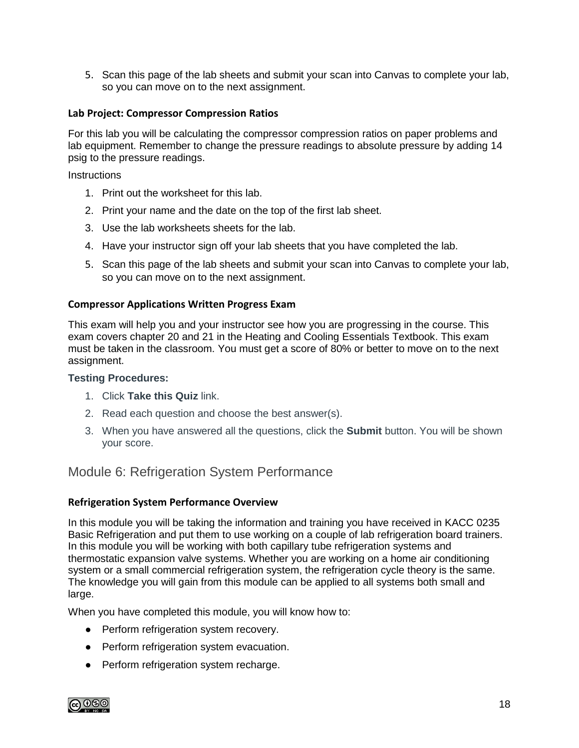5. Scan this page of the lab sheets and submit your scan into Canvas to complete your lab, so you can move on to the next assignment.

### Lab Project: Compressor Compression Ratios

For this lab you will be calculating the compressor compression ratios on paper problems and lab equipment. Remember to change the pressure readings to absolute pressure by adding 14 psig to the pressure readings.

Instructions

1. Print out the worksheet for this lab.
2. Print your name and the date on the top of the first lab sheet.
3. Use the lab worksheets sheets for the lab.
4. Have your instructor sign off your lab sheets that you have completed the lab.
5. Scan this page of the lab sheets and submit your scan into Canvas to complete your lab, so you can move on to the next assignment.

### Compressor Applications Written Progress Exam

This exam will help you and your instructor see how you are progressing in the course. This exam covers chapter 20 and 21 in the Heating and Cooling Essentials Textbook. This exam must be taken in the classroom. You must get a score of 80% or better to move on to the next assignment.

**Testing Procedures:**

1. Click **Take this Quiz** link.
2. Read each question and choose the best answer(s).
3. When you have answered all the questions, click the **Submit** button. You will be shown your score.

## Module 6: Refrigeration System Performance

### Refrigeration System Performance Overview

In this module you will be taking the information and training you have received in KACC 0235 Basic Refrigeration and put them to use working on a couple of lab refrigeration board trainers. In this module you will be working with both capillary tube refrigeration systems and thermostatic expansion valve systems. Whether you are working on a home air conditioning system or a small commercial refrigeration system, the refrigeration cycle theory is the same. The knowledge you will gain from this module can be applied to all systems both small and large.

When you have completed this module, you will know how to:

- Perform refrigeration system recovery.
- Perform refrigeration system evacuation.
- Perform refrigeration system recharge.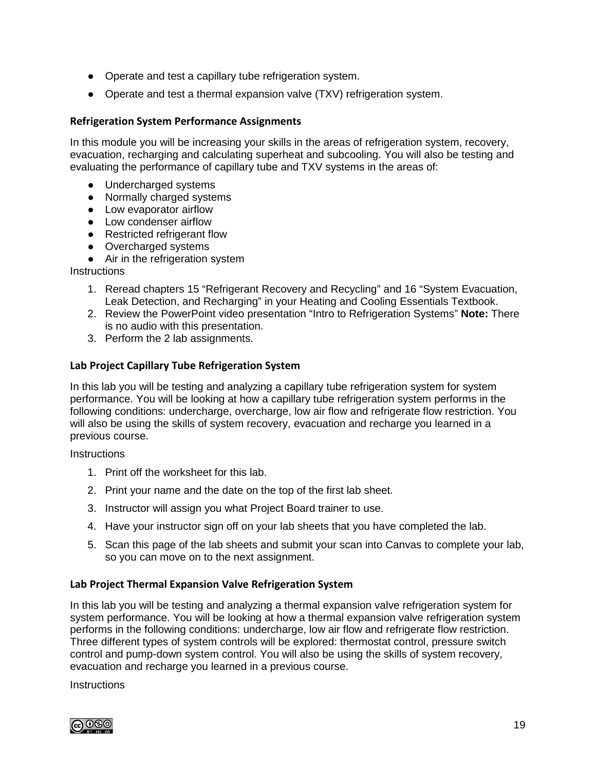- Operate and test a capillary tube refrigeration system.
- Operate and test a thermal expansion valve (TXV) refrigeration system.

### Refrigeration System Performance Assignments

In this module you will be increasing your skills in the areas of refrigeration system, recovery, evacuation, recharging and calculating superheat and subcooling. You will also be testing and evaluating the performance of capillary tube and TXV systems in the areas of:

- Undercharged systems
- Normally charged systems
- Low evaporator airflow
- Low condenser airflow
- Restricted refrigerant flow
- Overcharged systems
- Air in the refrigeration system

Instructions

1. Reread chapters 15 "Refrigerant Recovery and Recycling" and 16 "System Evacuation, Leak Detection, and Recharging" in your Heating and Cooling Essentials Textbook.
2. Review the PowerPoint video presentation "Intro to Refrigeration Systems" **Note:** There is no audio with this presentation.
3. Perform the 2 lab assignments.

### Lab Project Capillary Tube Refrigeration System

In this lab you will be testing and analyzing a capillary tube refrigeration system for system performance. You will be looking at how a capillary tube refrigeration system performs in the following conditions: undercharge, overcharge, low air flow and refrigerate flow restriction. You will also be using the skills of system recovery, evacuation and recharge you learned in a previous course.

Instructions

1. Print off the worksheet for this lab.
2. Print your name and the date on the top of the first lab sheet.
3. Instructor will assign you what Project Board trainer to use.
4. Have your instructor sign off on your lab sheets that you have completed the lab.
5. Scan this page of the lab sheets and submit your scan into Canvas to complete your lab, so you can move on to the next assignment.

### Lab Project Thermal Expansion Valve Refrigeration System

In this lab you will be testing and analyzing a thermal expansion valve refrigeration system for system performance. You will be looking at how a thermal expansion valve refrigeration system performs in the following conditions: undercharge, low air flow and refrigerate flow restriction. Three different types of system controls will be explored: thermostat control, pressure switch control and pump-down system control. You will also be using the skills of system recovery, evacuation and recharge you learned in a previous course.

Instructions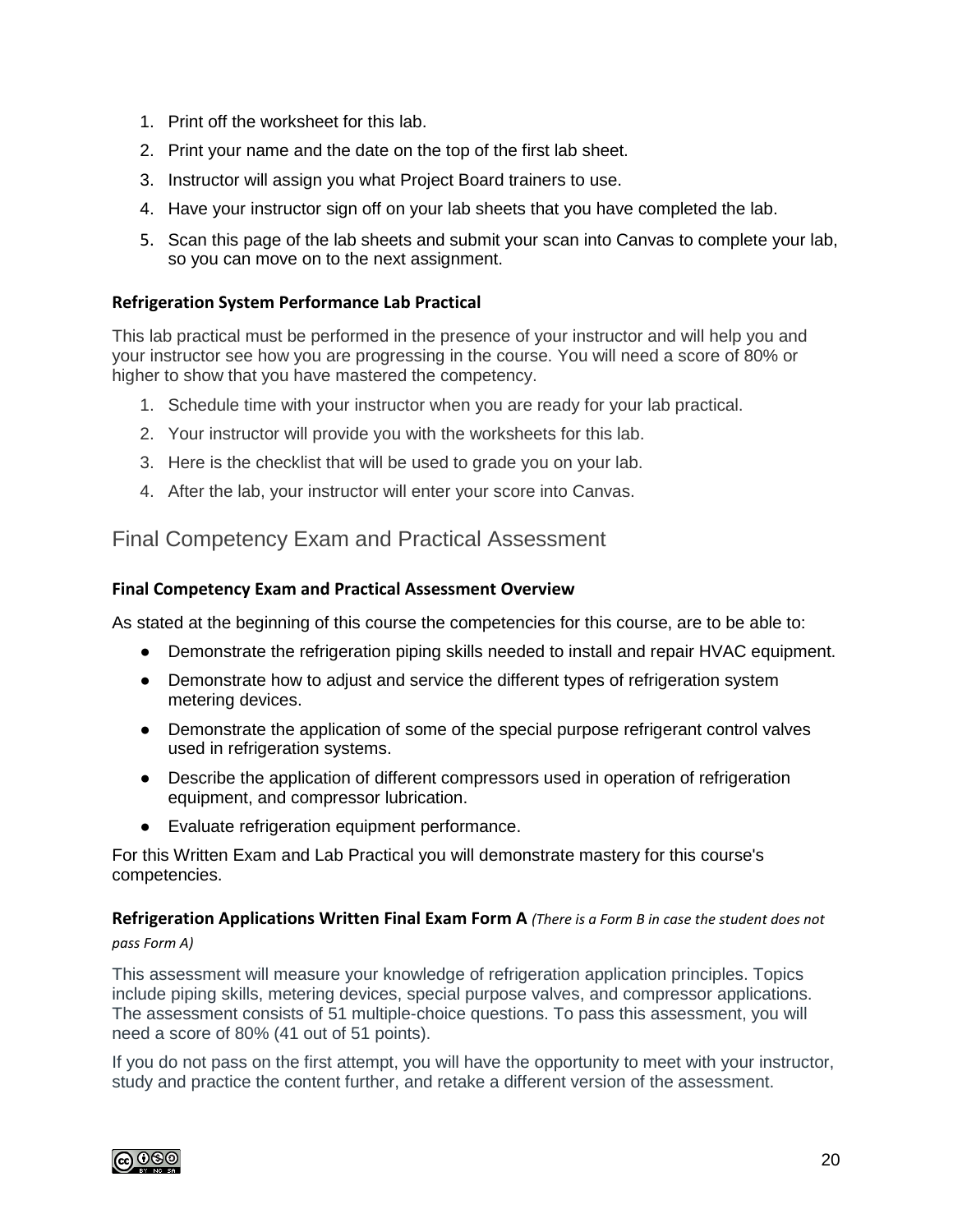1. Print off the worksheet for this lab.
2. Print your name and the date on the top of the first lab sheet.
3. Instructor will assign you what Project Board trainers to use.
4. Have your instructor sign off on your lab sheets that you have completed the lab.
5. Scan this page of the lab sheets and submit your scan into Canvas to complete your lab, so you can move on to the next assignment.

### Refrigeration System Performance Lab Practical

This lab practical must be performed in the presence of your instructor and will help you and your instructor see how you are progressing in the course. You will need a score of 80% or higher to show that you have mastered the competency.

1. Schedule time with your instructor when you are ready for your lab practical.
2. Your instructor will provide you with the worksheets for this lab.
3. Here is the checklist that will be used to grade you on your lab.
4. After the lab, your instructor will enter your score into Canvas.

## Final Competency Exam and Practical Assessment

### Final Competency Exam and Practical Assessment Overview

As stated at the beginning of this course the competencies for this course, are to be able to:

- Demonstrate the refrigeration piping skills needed to install and repair HVAC equipment.
- Demonstrate how to adjust and service the different types of refrigeration system metering devices.
- Demonstrate the application of some of the special purpose refrigerant control valves used in refrigeration systems.
- Describe the application of different compressors used in operation of refrigeration equipment, and compressor lubrication.
- Evaluate refrigeration equipment performance.

For this Written Exam and Lab Practical you will demonstrate mastery for this course's competencies.

### Refrigeration Applications Written Final Exam Form A *(There is a Form B in case the student does not pass Form A)*

This assessment will measure your knowledge of refrigeration application principles. Topics include piping skills, metering devices, special purpose valves, and compressor applications. The assessment consists of 51 multiple-choice questions. To pass this assessment, you will need a score of 80% (41 out of 51 points).

If you do not pass on the first attempt, you will have the opportunity to meet with your instructor, study and practice the content further, and retake a different version of the assessment.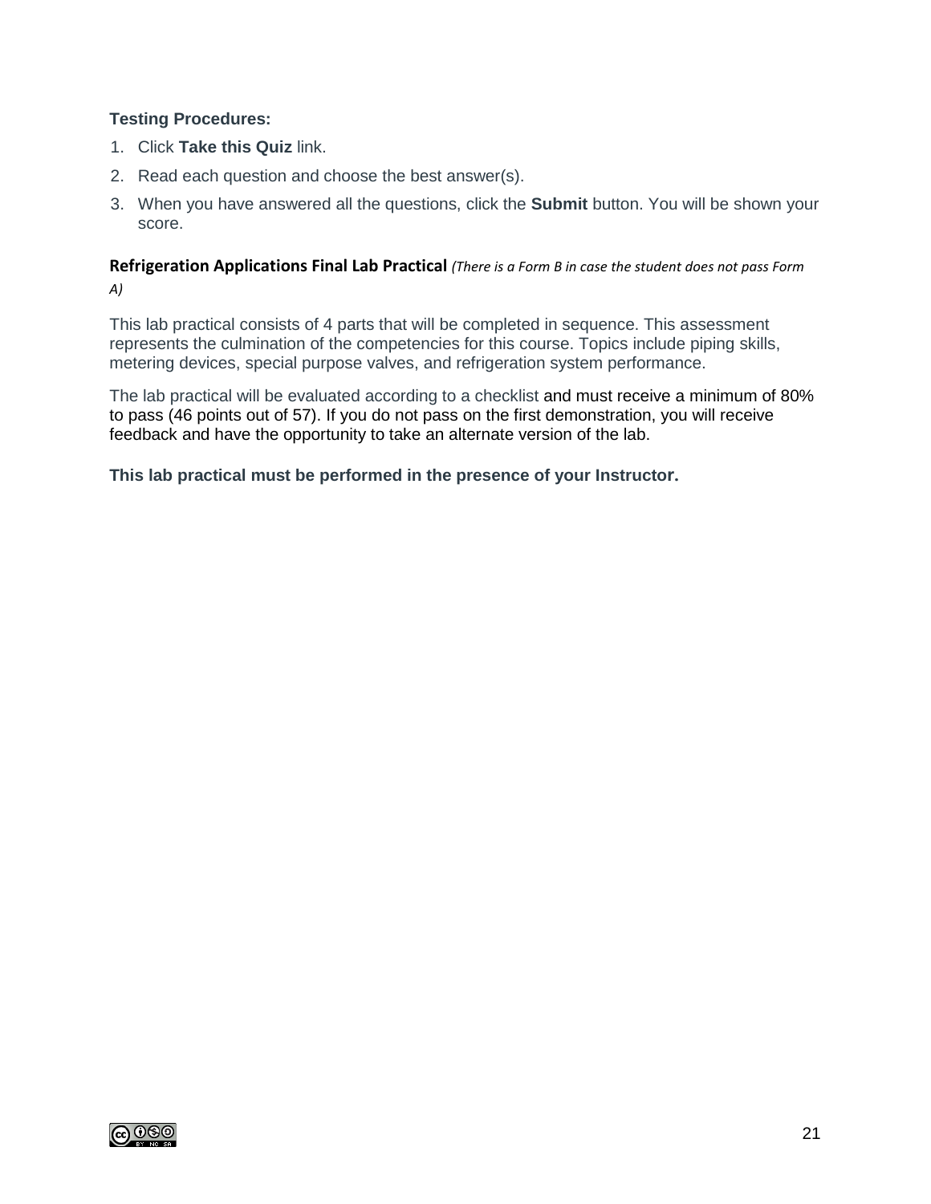**Testing Procedures:**

1. Click **Take this Quiz** link.
2. Read each question and choose the best answer(s).
3. When you have answered all the questions, click the **Submit** button. You will be shown your score.

**Refrigeration Applications Final Lab Practical** *(There is a Form B in case the student does not pass Form A)*

This lab practical consists of 4 parts that will be completed in sequence. This assessment represents the culmination of the competencies for this course. Topics include piping skills, metering devices, special purpose valves, and refrigeration system performance.

The lab practical will be evaluated according to a checklist and must receive a minimum of 80% to pass (46 points out of 57). If you do not pass on the first demonstration, you will receive feedback and have the opportunity to take an alternate version of the lab.

**This lab practical must be performed in the presence of your Instructor.**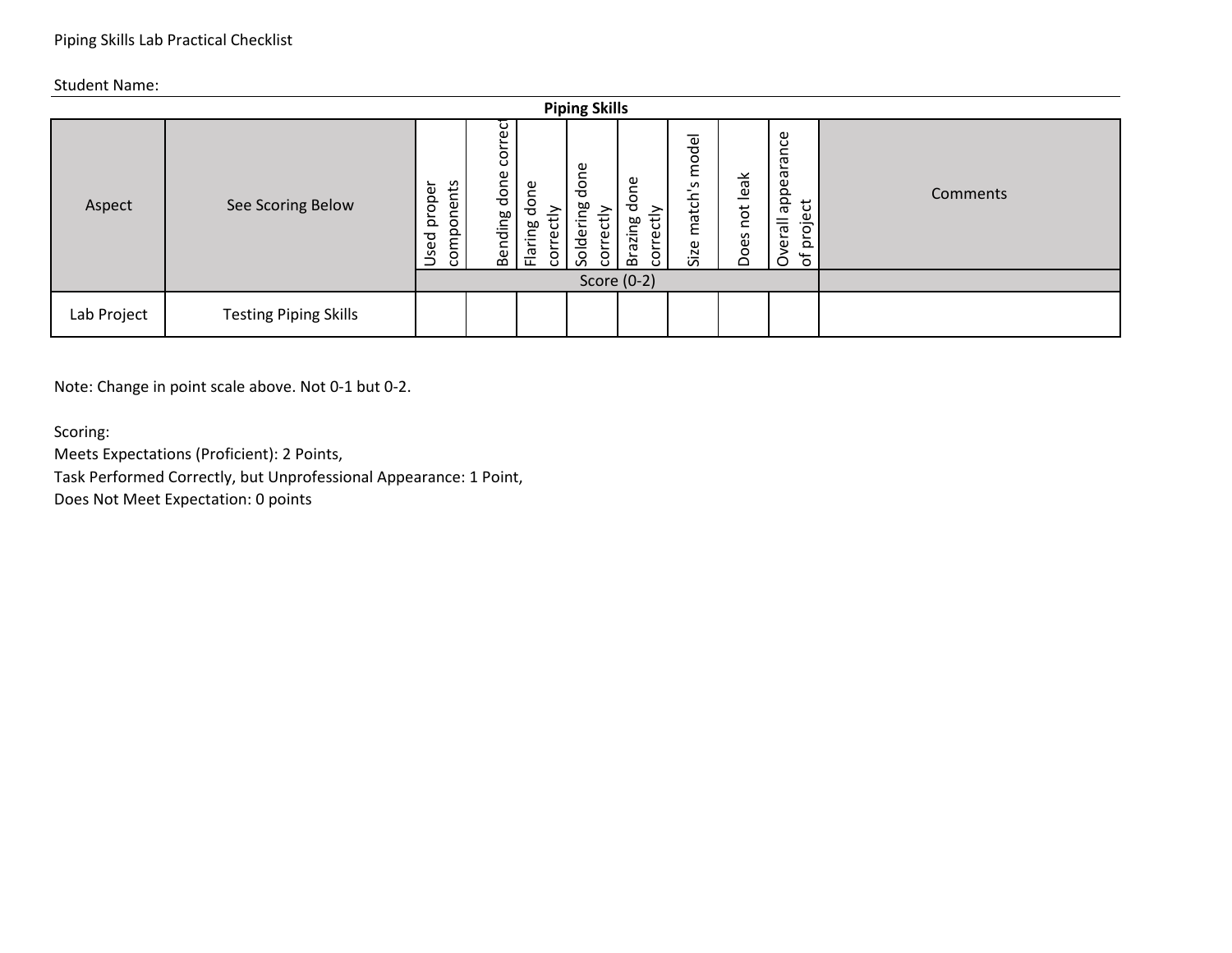Piping Skills Lab Practical Checklist

Student Name:

**Piping Skills**

| Aspect | See Scoring Below | Used proper components | Bending done correct | Flaring done correctly | Soldering done correctly | Brazing done correctly | Size match's model | Does not leak | Overall appearance of project | Comments |
|---|---|---|---|---|---|---|---|---|---|---|
| | | Score (0-2) | | | | | | | | |
| Lab Project | Testing Piping Skills | | | | | | | | | |

Note: Change in point scale above. Not 0-1 but 0-2.

Scoring:
Meets Expectations (Proficient): 2 Points,
Task Performed Correctly, but Unprofessional Appearance: 1 Point,
Does Not Meet Expectation: 0 points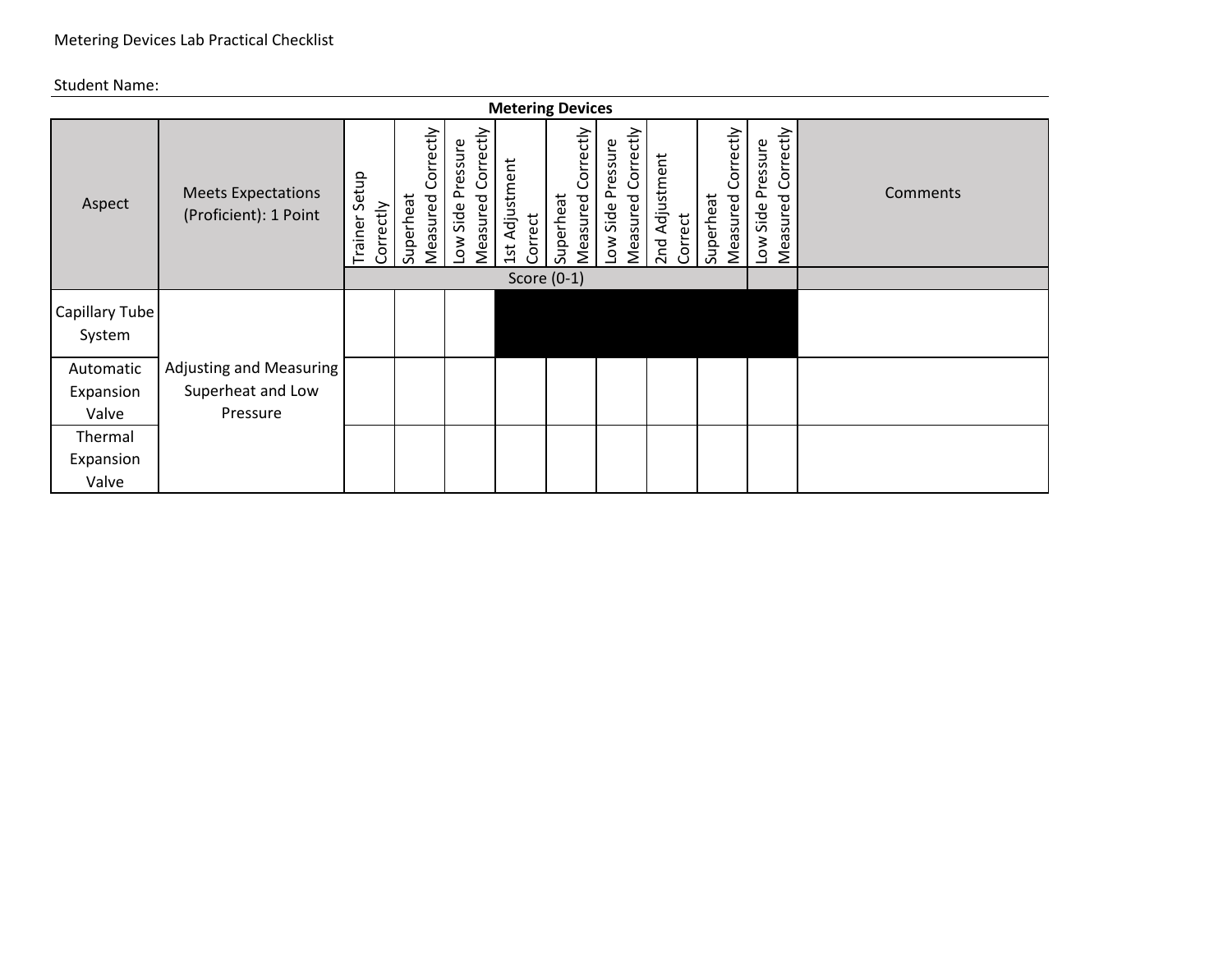Metering Devices Lab Practical Checklist

Student Name:

**Metering Devices**

| Aspect | Meets Expectations (Proficient): 1 Point | Trainer Setup Correctly | Superheat Measured Correctly | Low Side Pressure Measured Correctly | 1st Adjustment Correct | Superheat Measured Correctly | Low Side Pressure Measured Correctly | 2nd Adjustment Correct | Superheat Measured Correctly | Low Side Pressure Measured Correctly | Comments |
|---|---|---|---|---|---|---|---|---|---|---|---|
| | | Score (0-1) | | | | | | | | | |
| Capillary Tube System | Adjusting and Measuring Superheat and Low Pressure | | | | | | | | | | |
| Automatic Expansion Valve | | | | | | | | | | | |
| Thermal Expansion Valve | | | | | | | | | | | |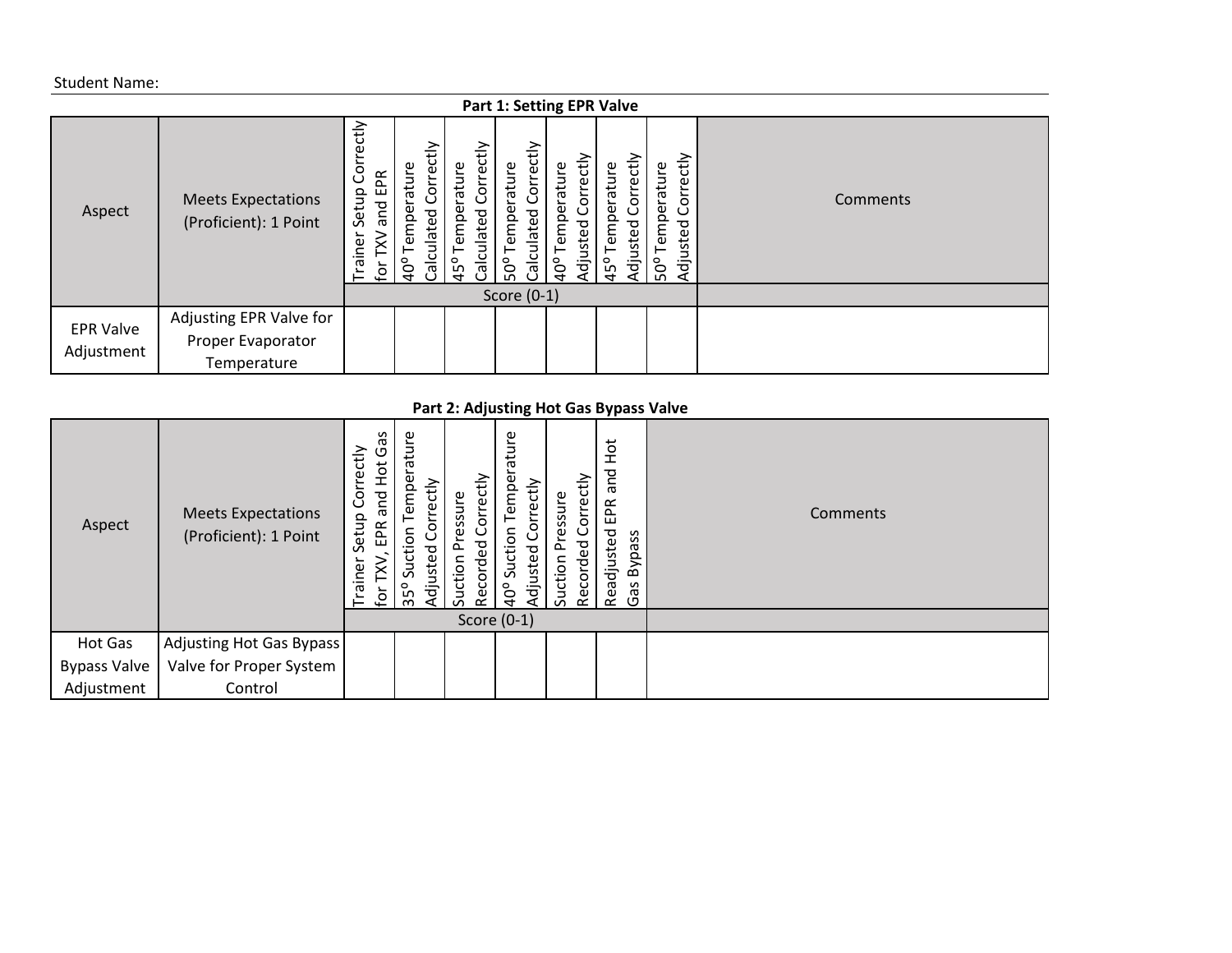Student Name:

**Part 1: Setting EPR Valve**

| Aspect | Meets Expectations (Proficient): 1 Point | Trainer Setup Correctly for TXV and EPR | 40° Temperature Calculated Correctly | 45° Temperature Calculated Correctly | 50° Temperature Calculated Correctly | 40° Temperature Adjusted Correctly | 45° Temperature Adjusted Correctly | 50° Temperature Adjusted Correctly | Comments |
|---|---|---|---|---|---|---|---|---|---|
| | | Score (0-1) | | | | | | | |
| EPR Valve Adjustment | Adjusting EPR Valve for Proper Evaporator Temperature | | | | | | | | |

**Part 2: Adjusting Hot Gas Bypass Valve**

| Aspect | Meets Expectations (Proficient): 1 Point | Trainer Setup Correctly for TXV, EPR and Hot Gas | 35° Suction Temperature Adjusted Correctly | Suction Pressure Recorded Correctly | 40° Suction Temperature Adjusted Correctly | Suction Pressure Recorded Correctly | Readjusted EPR and Hot Gas Bypass | Comments |
|---|---|---|---|---|---|---|---|---|
| | | Score (0-1) | | | | | | |
| Hot Gas Bypass Valve Adjustment | Adjusting Hot Gas Bypass Valve for Proper System Control | | | | | | | |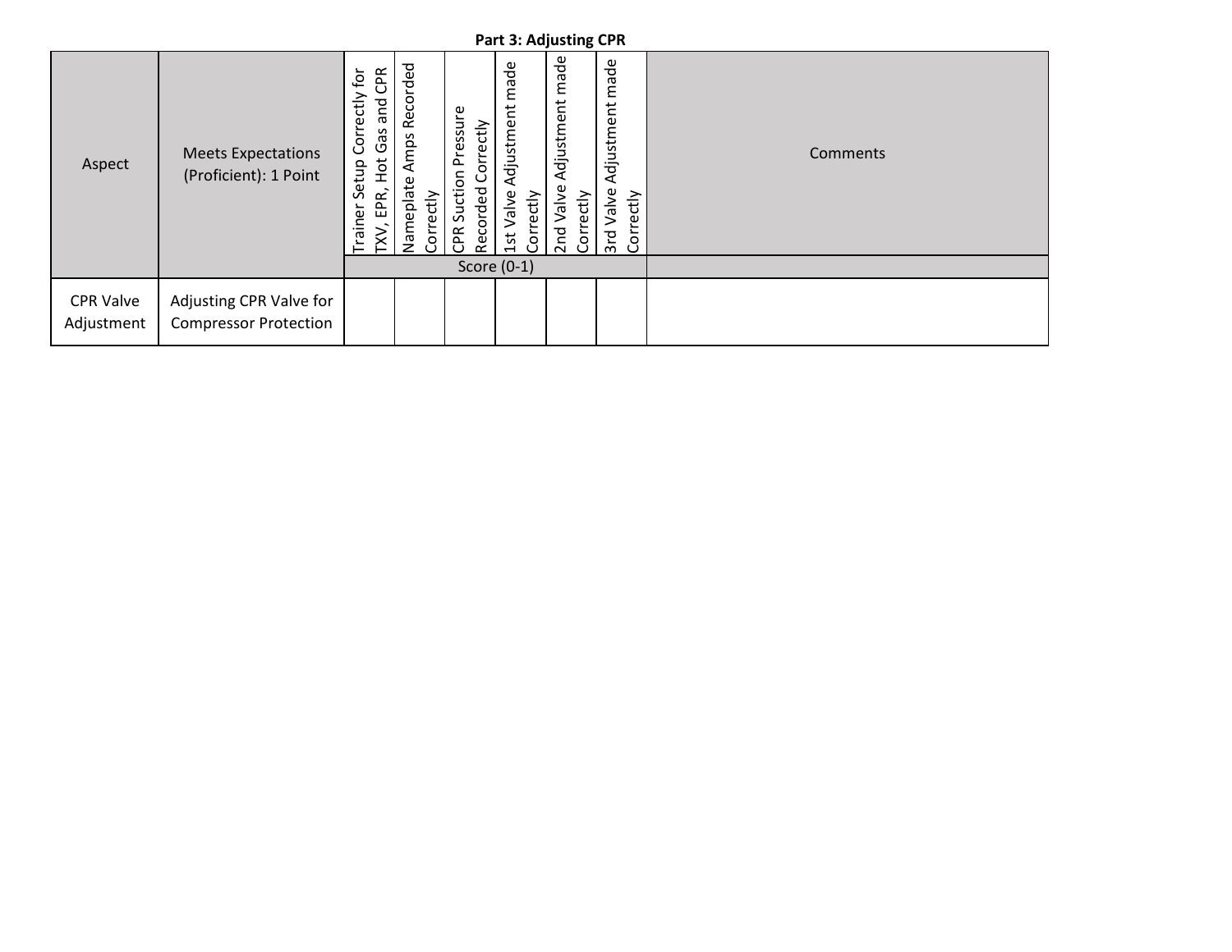**Part 3: Adjusting CPR**

| Aspect | Meets Expectations (Proficient): 1 Point | Trainer Setup Correctly for TXV, EPR, Hot Gas and CPR | Nameplate Amps Recorded Correctly | CPR Suction Pressure Recorded Correctly | 1st Valve Adjustment made Correctly | 2nd Valve Adjustment made Correctly | 3rd Valve Adjustment made Correctly | Comments |
|---|---|---|---|---|---|---|---|---|
| | | Score (0-1) | | | | | | |
| CPR Valve Adjustment | Adjusting CPR Valve for Compressor Protection | | | | | | | |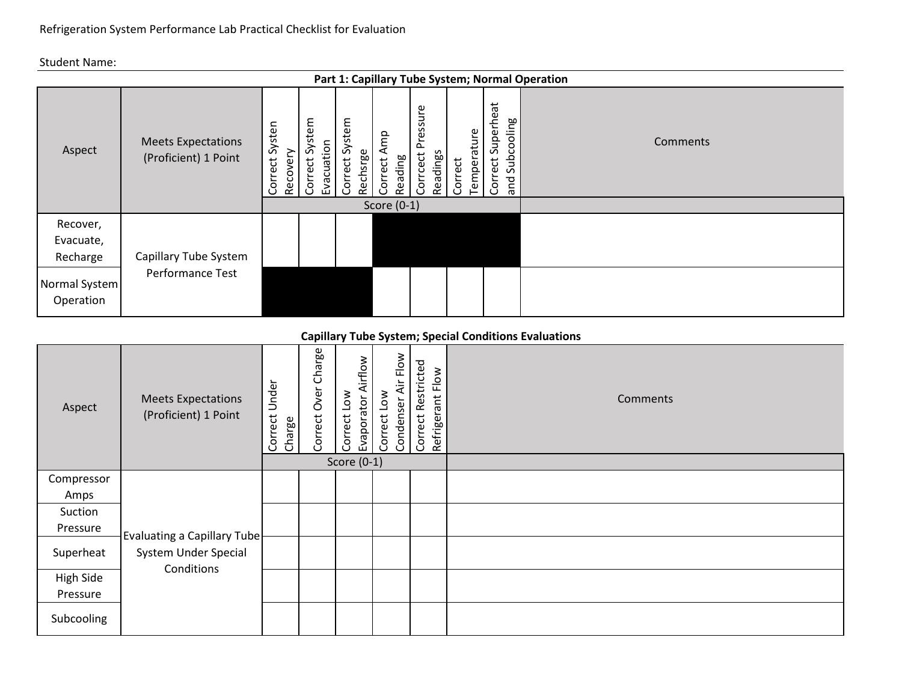Refrigeration System Performance Lab Practical Checklist for Evaluation

Student Name:

**Part 1: Capillary Tube System; Normal Operation**

| Aspect | Meets Expectations (Proficient) 1 Point | Correct Systen Recovery | Correct System Evacuation | Correct System Rechsrge | Correct Amp Reading | Corrcect Pressure Readings | Correct Temperature | Correct Superheat and Subcooling | Comments |
|---|---|---|---|---|---|---|---|---|---|
| | | Score (0-1) | | | | | | | |
| Recover, Evacuate, Recharge | Capillary Tube System Performance Test | | | | | | | | |
| Normal System Operation | | | | | | | | | |

**Capillary Tube System; Special Conditions Evaluations**

| Aspect | Meets Expectations (Proficient) 1 Point | Correct Under Charge | Correct Over Charge | Correct Low Evaporator Airflow | Correct Low Condenser Air Flow | Correct Restricted Refrigerant Flow | Comments |
|---|---|---|---|---|---|---|---|
| | | Score (0-1) | | | | | |
| Compressor Amps | Evaluating a Capillary Tube System Under Special Conditions | | | | | | |
| Suction Pressure | | | | | | | |
| Superheat | | | | | | | |
| High Side Pressure | | | | | | | |
| Subcooling | | | | | | | |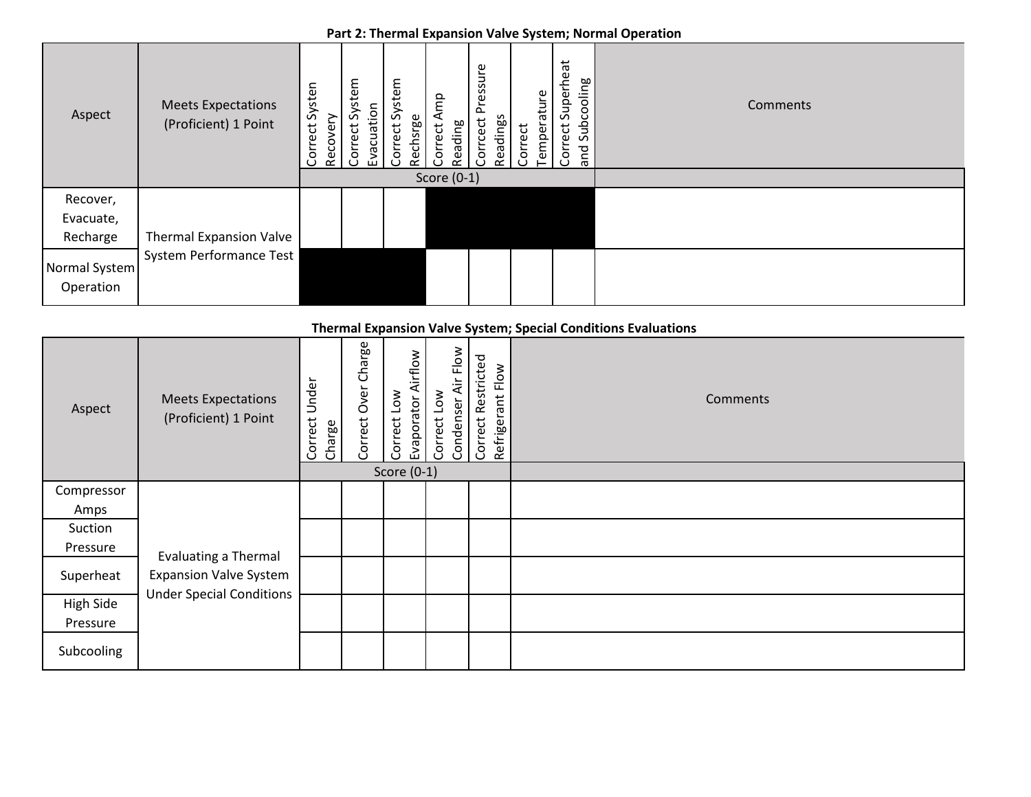**Part 2: Thermal Expansion Valve System; Normal Operation**

| Aspect | Meets Expectations (Proficient) 1 Point | Correct Systen Recovery | Correct System Evacuation | Correct System Rechsrge | Correct Amp Reading | Corrcect Pressure Readings | Correct Temperature | Correct Superheat and Subcooling | Comments |
|---|---|---|---|---|---|---|---|---|---|
| | | Score (0-1) | | | | | | | |
| Recover, Evacuate, Recharge | Thermal Expansion Valve System Performance Test | | | | | | | | |
| Normal System Operation | | | | | | | | | |

**Thermal Expansion Valve System; Special Conditions Evaluations**

| Aspect | Meets Expectations (Proficient) 1 Point | Correct Under Charge | Correct Over Charge | Correct Low Evaporator Airflow | Correct Low Condenser Air Flow | Correct Restricted Refrigerant Flow | Comments |
|---|---|---|---|---|---|---|---|
| | | Score (0-1) | | | | | |
| Compressor Amps | Evaluating a Thermal Expansion Valve System Under Special Conditions | | | | | | |
| Suction Pressure | | | | | | | |
| Superheat | | | | | | | |
| High Side Pressure | | | | | | | |
| Subcooling | | | | | | | |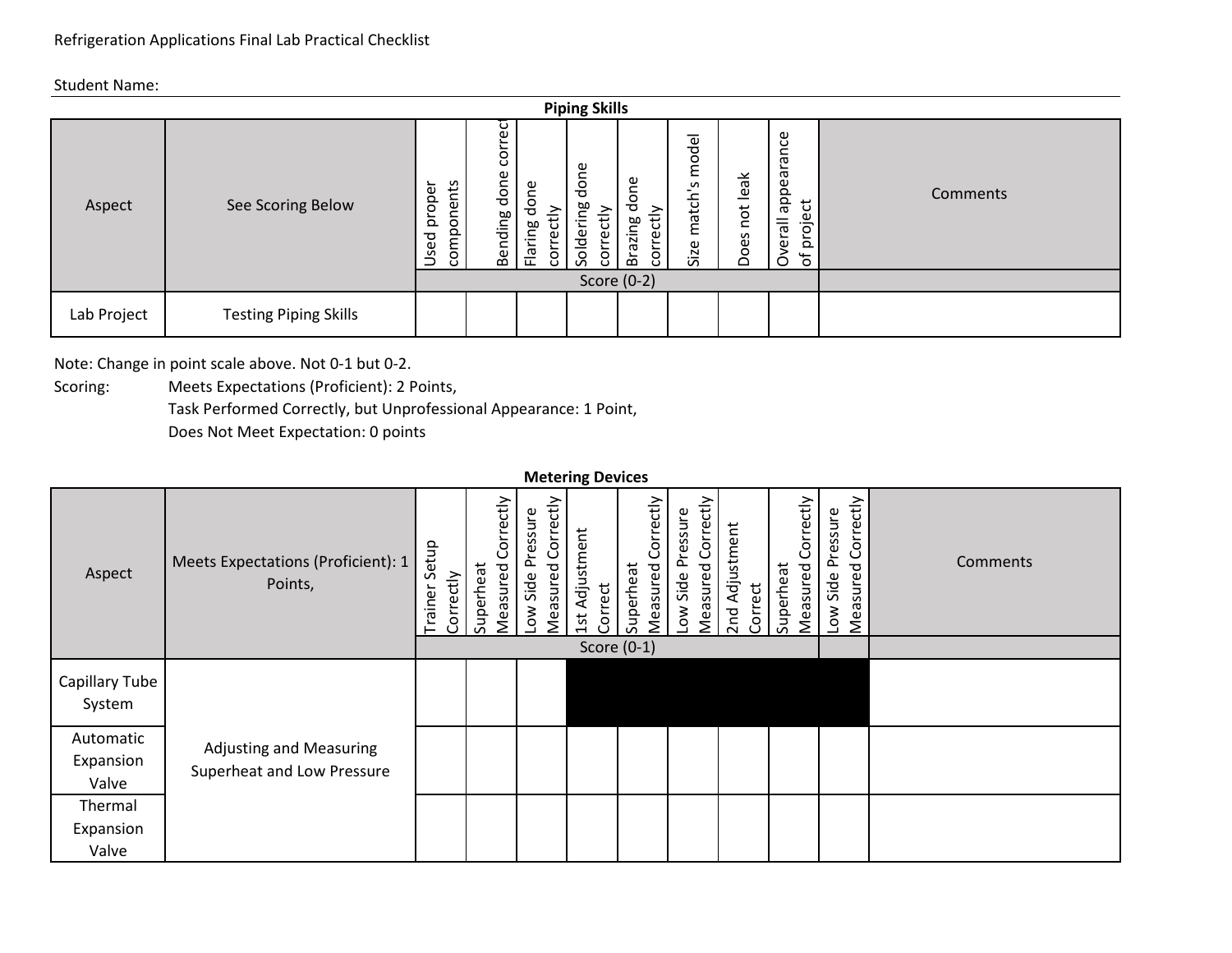Refrigeration Applications Final Lab Practical Checklist

Student Name:

**Piping Skills**

| Aspect | See Scoring Below | Used proper components | Bending done correct | Flaring done correctly | Soldering done correctly | Brazing done correctly | Size match's model | Does not leak | Overall appearance of project | Comments |
|---|---|---|---|---|---|---|---|---|---|---|
| | | Score (0-2) | | | | | | | | |
| Lab Project | Testing Piping Skills | | | | | | | | | |

Note: Change in point scale above. Not 0-1 but 0-2.

Scoring: Meets Expectations (Proficient): 2 Points,
Task Performed Correctly, but Unprofessional Appearance: 1 Point,
Does Not Meet Expectation: 0 points

**Metering Devices**

| Aspect | Meets Expectations (Proficient): 1 Points, | Trainer Setup Correctly | Superheat Measured Correctly | Low Side Pressure Measured Correctly | 1st Adjustment Correct | Superheat Measured Correctly | Low Side Pressure Measured Correctly | 2nd Adjustment Correct | Superheat Measured Correctly | Low Side Pressure Measured Correctly | Comments |
|---|---|---|---|---|---|---|---|---|---|---|---|
| | | Score (0-1) | | | | | | | | | |
| Capillary Tube System | Adjusting and Measuring Superheat and Low Pressure | | | | | | | | | | |
| Automatic Expansion Valve | | | | | | | | | | | |
| Thermal Expansion Valve | | | | | | | | | | | |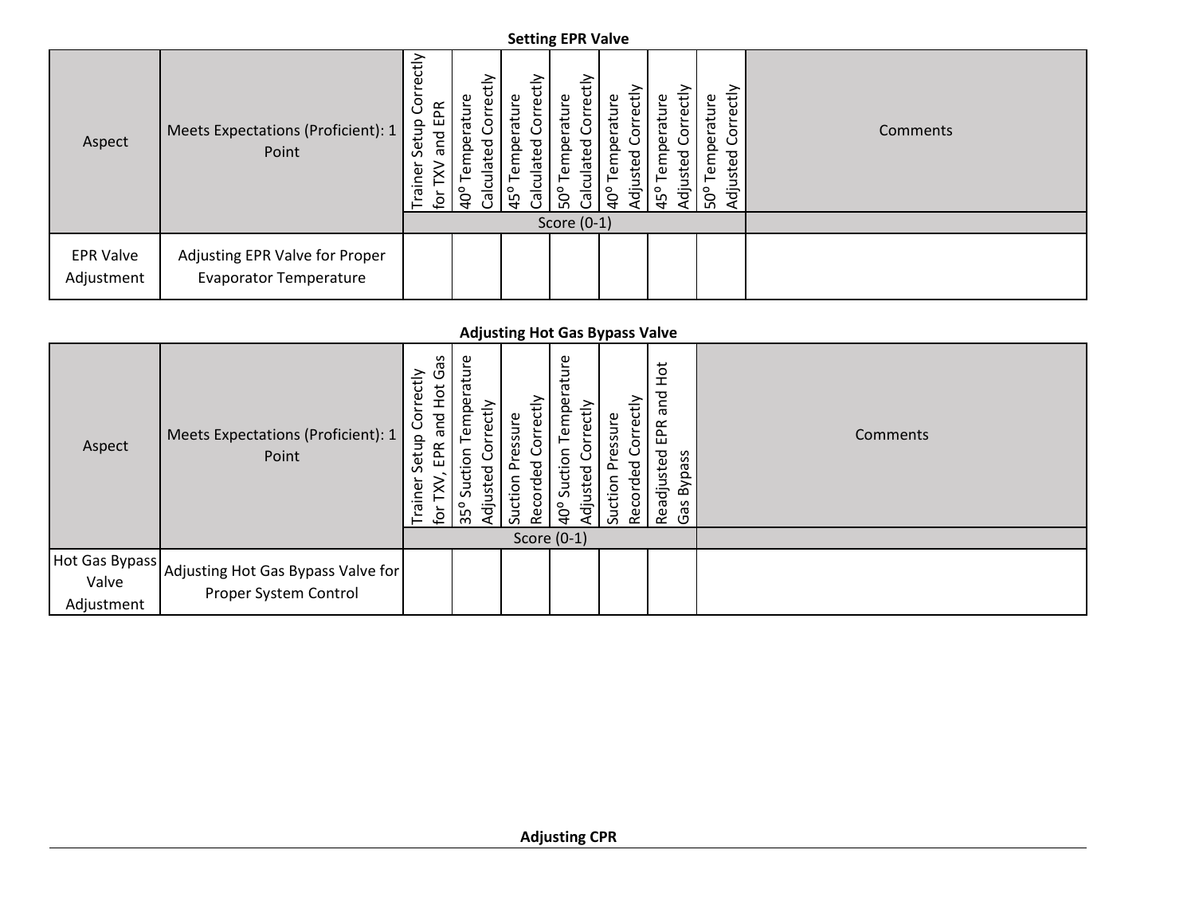**Setting EPR Valve**

| Aspect | Meets Expectations (Proficient): 1 Point | Trainer Setup Correctly for TXV and EPR | 40° Temperature Calculated Correctly | 45° Temperature Calculated Correctly | 50° Temperature Calculated Correctly | 40° Temperature Adjusted Correctly | 45° Temperature Adjusted Correctly | 50° Temperature Adjusted Correctly | Comments |
|---|---|---|---|---|---|---|---|---|---|
| | | Score (0-1) | | | | | | | |
| EPR Valve Adjustment | Adjusting EPR Valve for Proper Evaporator Temperature | | | | | | | | |

**Adjusting Hot Gas Bypass Valve**

| Aspect | Meets Expectations (Proficient): 1 Point | Trainer Setup Correctly for TXV, EPR and Hot Gas | 35° Suction Temperature Adjusted Correctly | Suction Pressure Recorded Correctly | 40° Suction Temperature Adjusted Correctly | Suction Pressure Recorded Correctly | Readjusted EPR and Hot Gas Bypass | Comments |
|---|---|---|---|---|---|---|---|---|
| | | Score (0-1) | | | | | | |
| Hot Gas Bypass Valve Adjustment | Adjusting Hot Gas Bypass Valve for Proper System Control | | | | | | | |

**Adjusting CPR**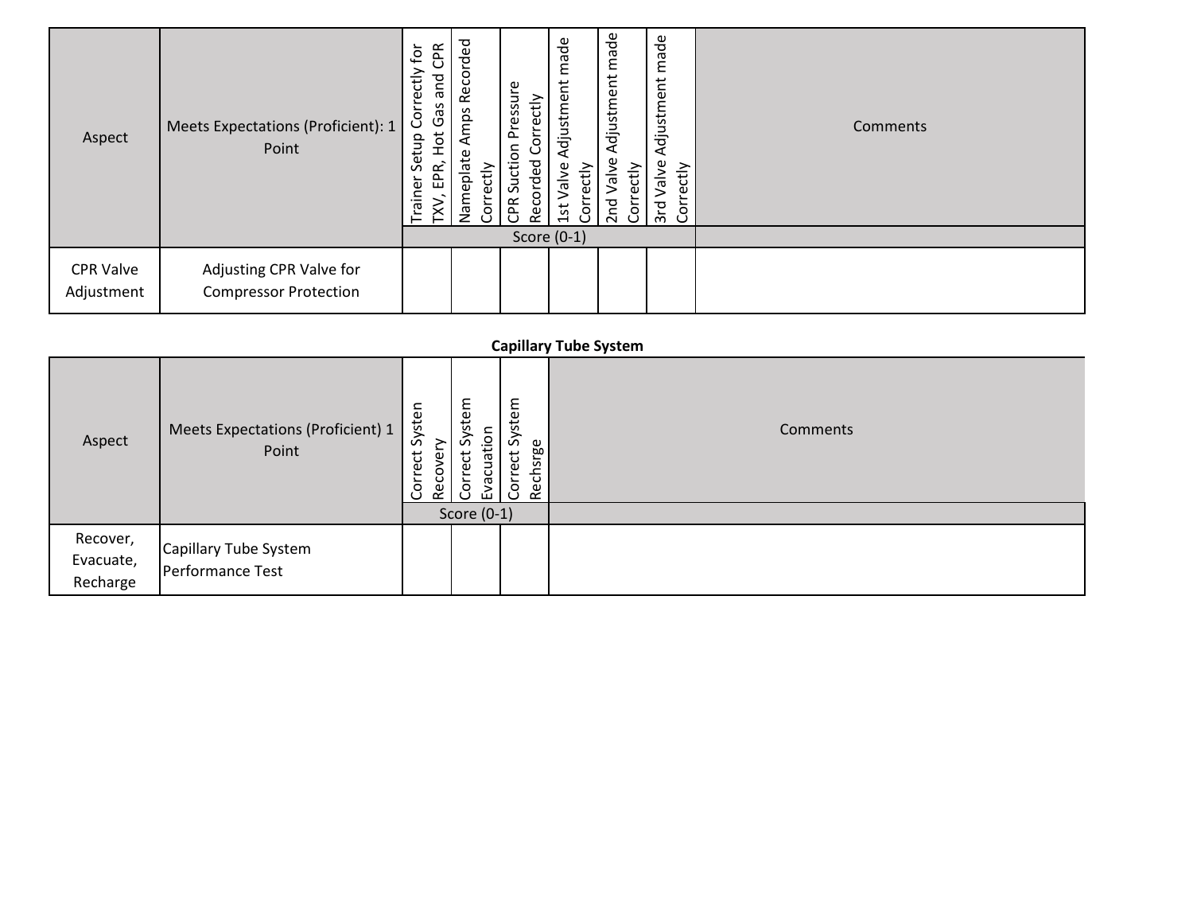| Aspect | Meets Expectations (Proficient): 1 Point | Trainer Setup Correctly for TXV, EPR, Hot Gas and CPR | Nameplate Amps Recorded Correctly | CPR Suction Pressure Recorded Correctly | 1st Valve Adjustment made Correctly | 2nd Valve Adjustment made Correctly | 3rd Valve Adjustment made Correctly | Comments |
|---|---|---|---|---|---|---|---|---|
| | | Score (0-1) | | | | | | |
| CPR Valve Adjustment | Adjusting CPR Valve for Compressor Protection | | | | | | | |

**Capillary Tube System**

| Aspect | Meets Expectations (Proficient) 1 Point | Correct Systen Recovery | Correct System Evacuation | Correct System Rechsrge | Comments |
|---|---|---|---|---|---|
| | | Score (0-1) | | | |
| Recover, Evacuate, Recharge | Capillary Tube System Performance Test | | | | |